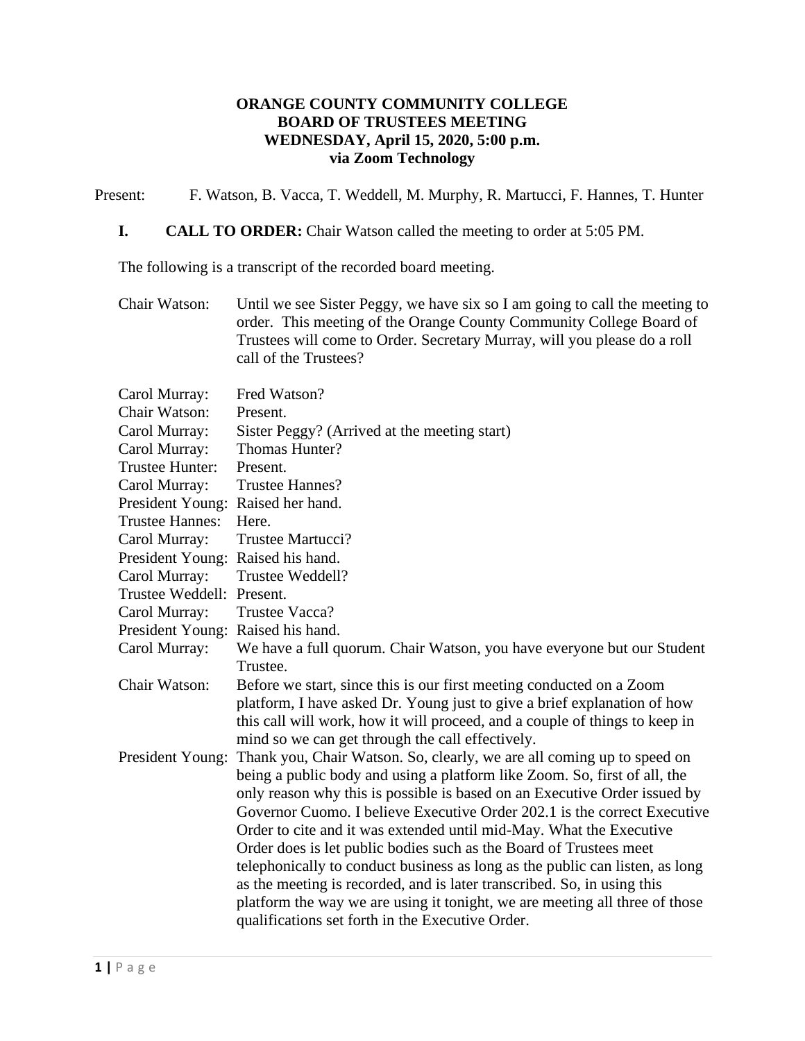**ORANGE COUNTY COMMUNITY COLLEGE**
**BOARD OF TRUSTEES MEETING**
**WEDNESDAY, April 15, 2020, 5:00 p.m.**
**via Zoom Technology**

Present: F. Watson, B. Vacca, T. Weddell, M. Murphy, R. Martucci, F. Hannes, T. Hunter

**I. CALL TO ORDER:** Chair Watson called the meeting to order at 5:05 PM.

The following is a transcript of the recorded board meeting.

Chair Watson: Until we see Sister Peggy, we have six so I am going to call the meeting to order. This meeting of the Orange County Community College Board of Trustees will come to Order. Secretary Murray, will you please do a roll call of the Trustees?

Carol Murray: Fred Watson?
Chair Watson: Present.
Carol Murray: Sister Peggy? (Arrived at the meeting start)
Carol Murray: Thomas Hunter?
Trustee Hunter: Present.
Carol Murray: Trustee Hannes?
President Young: Raised her hand.
Trustee Hannes: Here.
Carol Murray: Trustee Martucci?
President Young: Raised his hand.
Carol Murray: Trustee Weddell?
Trustee Weddell: Present.
Carol Murray: Trustee Vacca?
President Young: Raised his hand.
Carol Murray: We have a full quorum. Chair Watson, you have everyone but our Student Trustee.
Chair Watson: Before we start, since this is our first meeting conducted on a Zoom platform, I have asked Dr. Young just to give a brief explanation of how this call will work, how it will proceed, and a couple of things to keep in mind so we can get through the call effectively.
President Young: Thank you, Chair Watson. So, clearly, we are all coming up to speed on being a public body and using a platform like Zoom. So, first of all, the only reason why this is possible is based on an Executive Order issued by Governor Cuomo. I believe Executive Order 202.1 is the correct Executive Order to cite and it was extended until mid-May. What the Executive Order does is let public bodies such as the Board of Trustees meet telephonically to conduct business as long as the public can listen, as long as the meeting is recorded, and is later transcribed. So, in using this platform the way we are using it tonight, we are meeting all three of those qualifications set forth in the Executive Order.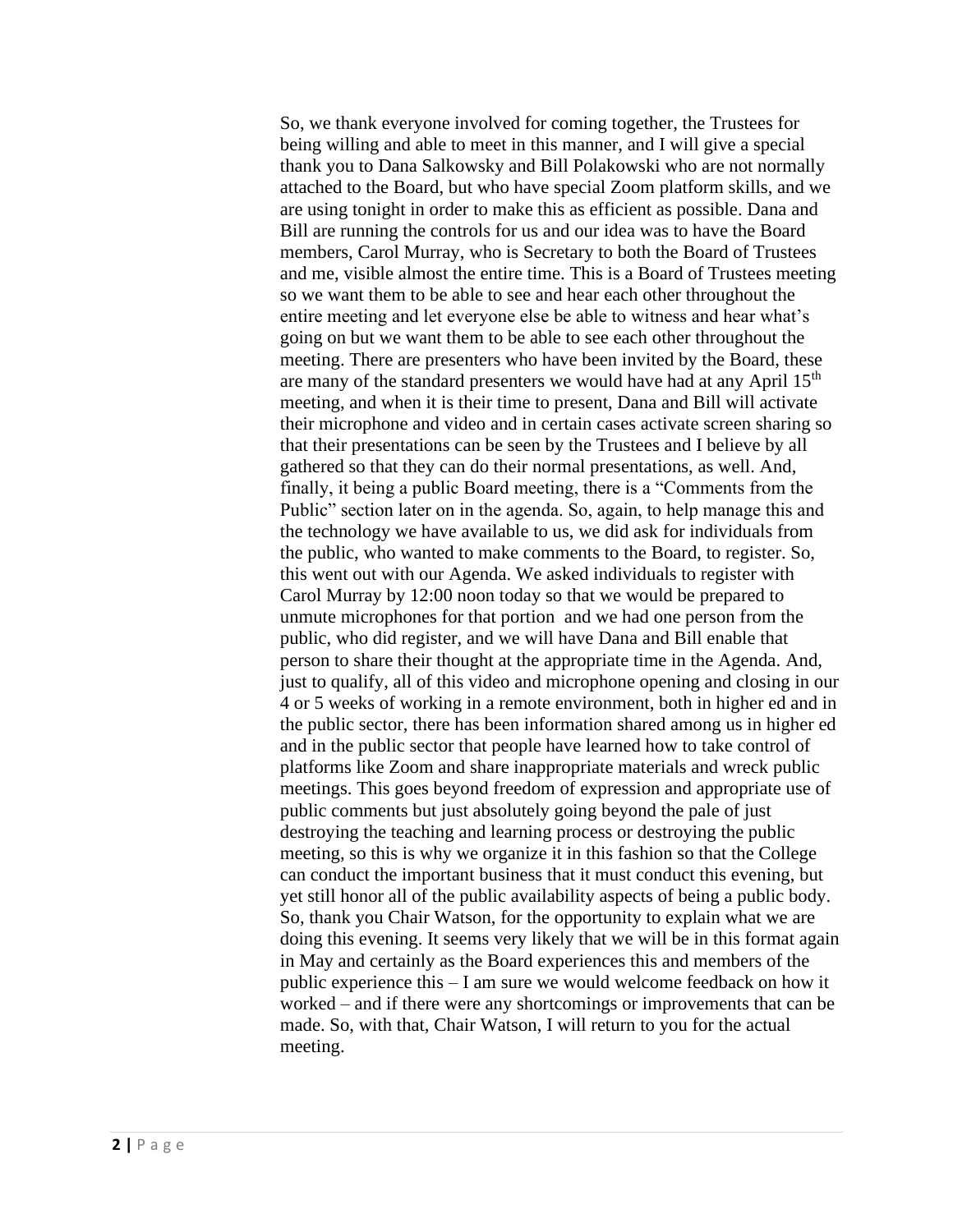So, we thank everyone involved for coming together, the Trustees for being willing and able to meet in this manner, and I will give a special thank you to Dana Salkowsky and Bill Polakowski who are not normally attached to the Board, but who have special Zoom platform skills, and we are using tonight in order to make this as efficient as possible. Dana and Bill are running the controls for us and our idea was to have the Board members, Carol Murray, who is Secretary to both the Board of Trustees and me, visible almost the entire time. This is a Board of Trustees meeting so we want them to be able to see and hear each other throughout the entire meeting and let everyone else be able to witness and hear what's going on but we want them to be able to see each other throughout the meeting. There are presenters who have been invited by the Board, these are many of the standard presenters we would have had at any April 15th meeting, and when it is their time to present, Dana and Bill will activate their microphone and video and in certain cases activate screen sharing so that their presentations can be seen by the Trustees and I believe by all gathered so that they can do their normal presentations, as well. And, finally, it being a public Board meeting, there is a "Comments from the Public" section later on in the agenda. So, again, to help manage this and the technology we have available to us, we did ask for individuals from the public, who wanted to make comments to the Board, to register. So, this went out with our Agenda. We asked individuals to register with Carol Murray by 12:00 noon today so that we would be prepared to unmute microphones for that portion and we had one person from the public, who did register, and we will have Dana and Bill enable that person to share their thought at the appropriate time in the Agenda. And, just to qualify, all of this video and microphone opening and closing in our 4 or 5 weeks of working in a remote environment, both in higher ed and in the public sector, there has been information shared among us in higher ed and in the public sector that people have learned how to take control of platforms like Zoom and share inappropriate materials and wreck public meetings. This goes beyond freedom of expression and appropriate use of public comments but just absolutely going beyond the pale of just destroying the teaching and learning process or destroying the public meeting, so this is why we organize it in this fashion so that the College can conduct the important business that it must conduct this evening, but yet still honor all of the public availability aspects of being a public body. So, thank you Chair Watson, for the opportunity to explain what we are doing this evening. It seems very likely that we will be in this format again in May and certainly as the Board experiences this and members of the public experience this – I am sure we would welcome feedback on how it worked – and if there were any shortcomings or improvements that can be made. So, with that, Chair Watson, I will return to you for the actual meeting.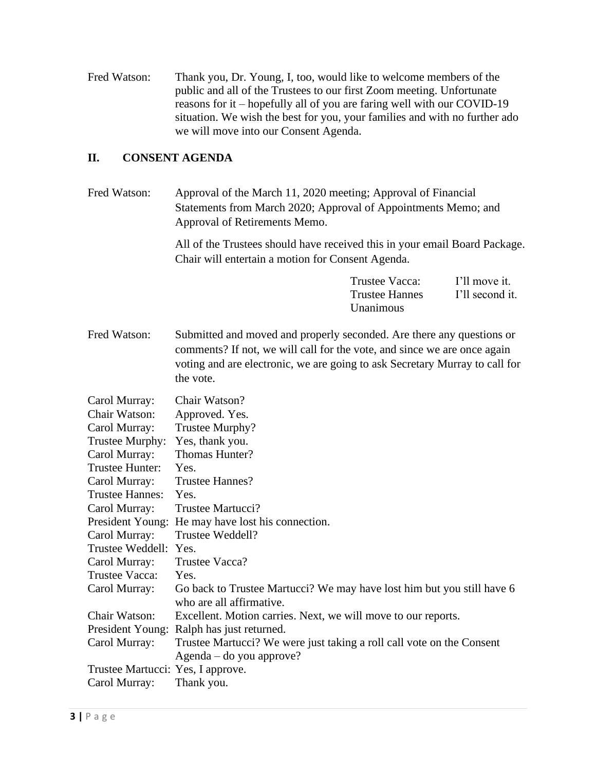Fred Watson: Thank you, Dr. Young, I, too, would like to welcome members of the public and all of the Trustees to our first Zoom meeting. Unfortunate reasons for it – hopefully all of you are faring well with our COVID-19 situation. We wish the best for you, your families and with no further ado we will move into our Consent Agenda.

## II. CONSENT AGENDA

Fred Watson: Approval of the March 11, 2020 meeting; Approval of Financial Statements from March 2020; Approval of Appointments Memo; and Approval of Retirements Memo.

All of the Trustees should have received this in your email Board Package. Chair will entertain a motion for Consent Agenda.

Trustee Vacca: I'll move it.
Trustee Hannes I'll second it.
Unanimous

Fred Watson: Submitted and moved and properly seconded. Are there any questions or comments? If not, we will call for the vote, and since we are once again voting and are electronic, we are going to ask Secretary Murray to call for the vote.

Carol Murray: Chair Watson?
Chair Watson: Approved. Yes.
Carol Murray: Trustee Murphy?
Trustee Murphy: Yes, thank you.
Carol Murray: Thomas Hunter?
Trustee Hunter: Yes.
Carol Murray: Trustee Hannes?
Trustee Hannes: Yes.
Carol Murray: Trustee Martucci?
President Young: He may have lost his connection.
Carol Murray: Trustee Weddell?
Trustee Weddell: Yes.
Carol Murray: Trustee Vacca?
Trustee Vacca: Yes.
Carol Murray: Go back to Trustee Martucci? We may have lost him but you still have 6 who are all affirmative.
Chair Watson: Excellent. Motion carries. Next, we will move to our reports.
President Young: Ralph has just returned.
Carol Murray: Trustee Martucci? We were just taking a roll call vote on the Consent Agenda – do you approve?
Trustee Martucci: Yes, I approve.
Carol Murray: Thank you.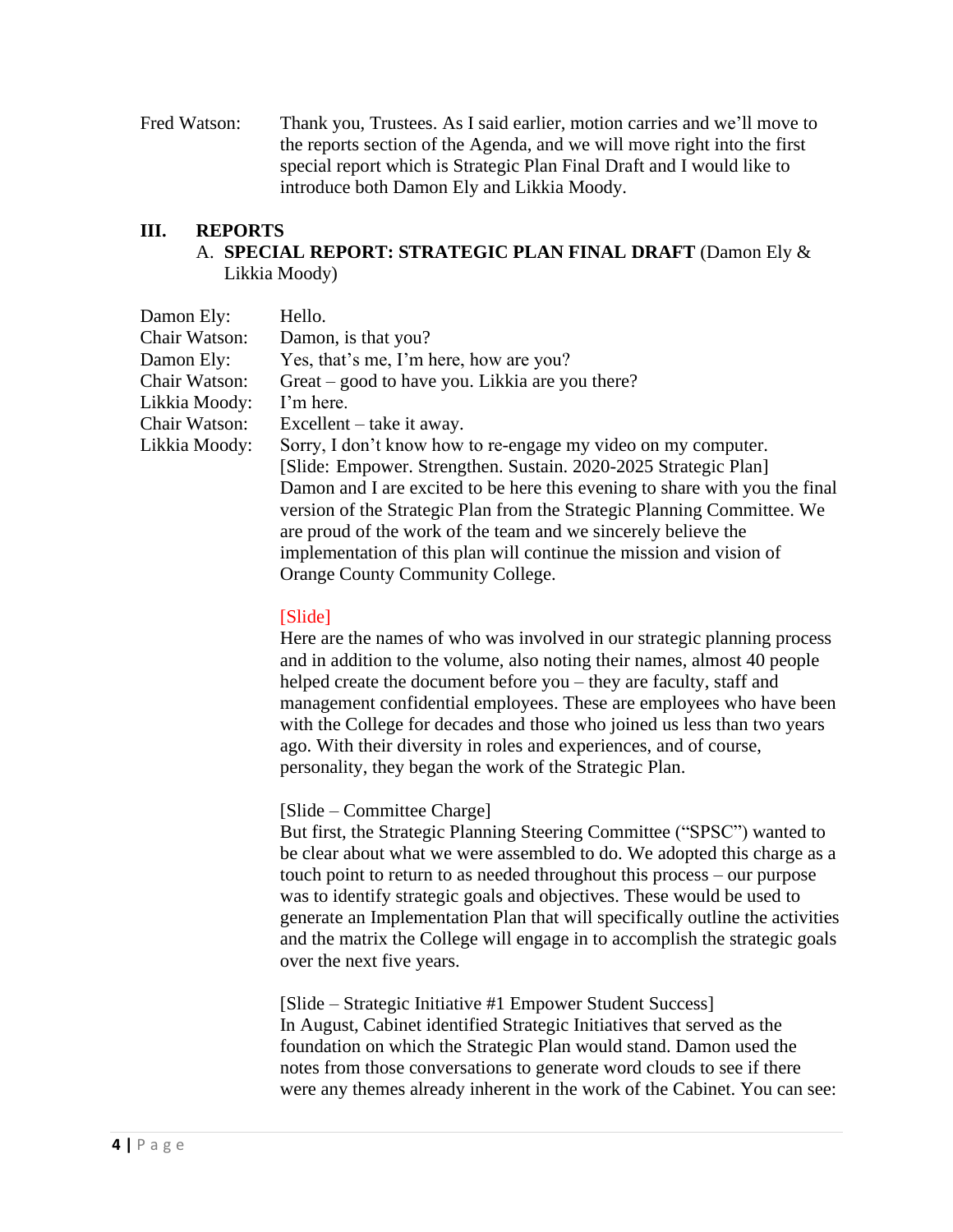Fred Watson: Thank you, Trustees. As I said earlier, motion carries and we'll move to the reports section of the Agenda, and we will move right into the first special report which is Strategic Plan Final Draft and I would like to introduce both Damon Ely and Likkia Moody.

## III. REPORTS

### A. **SPECIAL REPORT: STRATEGIC PLAN FINAL DRAFT** (Damon Ely & Likkia Moody)

Damon Ely: Hello.

Chair Watson: Damon, is that you?

Damon Ely: Yes, that's me, I'm here, how are you?

Chair Watson: Great – good to have you. Likkia are you there?

Likkia Moody: I'm here.

Chair Watson: Excellent – take it away.

Likkia Moody: Sorry, I don't know how to re-engage my video on my computer.

[Slide: Empower. Strengthen. Sustain. 2020-2025 Strategic Plan]
Damon and I are excited to be here this evening to share with you the final version of the Strategic Plan from the Strategic Planning Committee. We are proud of the work of the team and we sincerely believe the implementation of this plan will continue the mission and vision of Orange County Community College.

[Slide]
Here are the names of who was involved in our strategic planning process and in addition to the volume, also noting their names, almost 40 people helped create the document before you – they are faculty, staff and management confidential employees. These are employees who have been with the College for decades and those who joined us less than two years ago. With their diversity in roles and experiences, and of course, personality, they began the work of the Strategic Plan.

[Slide – Committee Charge]
But first, the Strategic Planning Steering Committee ("SPSC") wanted to be clear about what we were assembled to do. We adopted this charge as a touch point to return to as needed throughout this process – our purpose was to identify strategic goals and objectives. These would be used to generate an Implementation Plan that will specifically outline the activities and the matrix the College will engage in to accomplish the strategic goals over the next five years.

[Slide – Strategic Initiative #1 Empower Student Success]
In August, Cabinet identified Strategic Initiatives that served as the foundation on which the Strategic Plan would stand. Damon used the notes from those conversations to generate word clouds to see if there were any themes already inherent in the work of the Cabinet. You can see: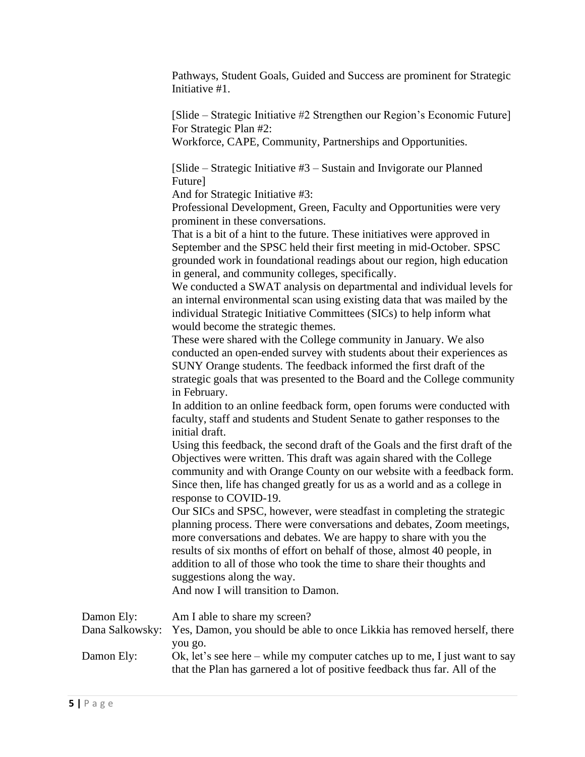Pathways, Student Goals, Guided and Success are prominent for Strategic Initiative #1.

[Slide – Strategic Initiative #2 Strengthen our Region's Economic Future]
For Strategic Plan #2:
Workforce, CAPE, Community, Partnerships and Opportunities.

[Slide – Strategic Initiative #3 – Sustain and Invigorate our Planned Future]
And for Strategic Initiative #3:
Professional Development, Green, Faculty and Opportunities were very prominent in these conversations.
That is a bit of a hint to the future. These initiatives were approved in September and the SPSC held their first meeting in mid-October. SPSC grounded work in foundational readings about our region, high education in general, and community colleges, specifically.
We conducted a SWAT analysis on departmental and individual levels for an internal environmental scan using existing data that was mailed by the individual Strategic Initiative Committees (SICs) to help inform what would become the strategic themes.
These were shared with the College community in January. We also conducted an open-ended survey with students about their experiences as SUNY Orange students. The feedback informed the first draft of the strategic goals that was presented to the Board and the College community in February.
In addition to an online feedback form, open forums were conducted with faculty, staff and students and Student Senate to gather responses to the initial draft.
Using this feedback, the second draft of the Goals and the first draft of the Objectives were written. This draft was again shared with the College community and with Orange County on our website with a feedback form.
Since then, life has changed greatly for us as a world and as a college in response to COVID-19.
Our SICs and SPSC, however, were steadfast in completing the strategic planning process. There were conversations and debates, Zoom meetings, more conversations and debates. We are happy to share with you the results of six months of effort on behalf of those, almost 40 people, in addition to all of those who took the time to share their thoughts and suggestions along the way.
And now I will transition to Damon.

Damon Ely: Am I able to share my screen?

Dana Salkowsky: Yes, Damon, you should be able to once Likkia has removed herself, there you go.

Damon Ely: Ok, let's see here – while my computer catches up to me, I just want to say that the Plan has garnered a lot of positive feedback thus far. All of the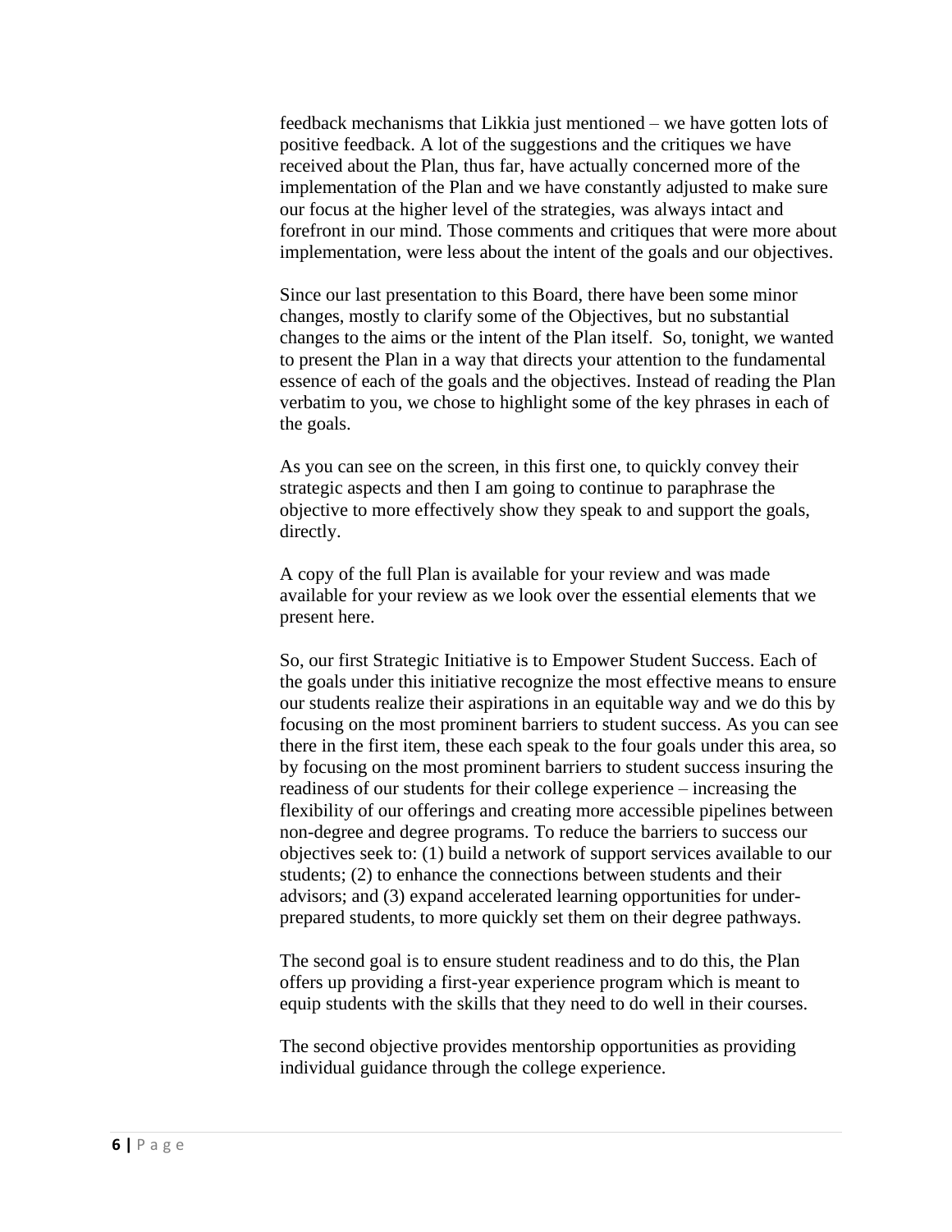feedback mechanisms that Likkia just mentioned – we have gotten lots of positive feedback. A lot of the suggestions and the critiques we have received about the Plan, thus far, have actually concerned more of the implementation of the Plan and we have constantly adjusted to make sure our focus at the higher level of the strategies, was always intact and forefront in our mind. Those comments and critiques that were more about implementation, were less about the intent of the goals and our objectives.

Since our last presentation to this Board, there have been some minor changes, mostly to clarify some of the Objectives, but no substantial changes to the aims or the intent of the Plan itself. So, tonight, we wanted to present the Plan in a way that directs your attention to the fundamental essence of each of the goals and the objectives. Instead of reading the Plan verbatim to you, we chose to highlight some of the key phrases in each of the goals.

As you can see on the screen, in this first one, to quickly convey their strategic aspects and then I am going to continue to paraphrase the objective to more effectively show they speak to and support the goals, directly.

A copy of the full Plan is available for your review and was made available for your review as we look over the essential elements that we present here.

So, our first Strategic Initiative is to Empower Student Success. Each of the goals under this initiative recognize the most effective means to ensure our students realize their aspirations in an equitable way and we do this by focusing on the most prominent barriers to student success. As you can see there in the first item, these each speak to the four goals under this area, so by focusing on the most prominent barriers to student success insuring the readiness of our students for their college experience – increasing the flexibility of our offerings and creating more accessible pipelines between non-degree and degree programs. To reduce the barriers to success our objectives seek to: (1) build a network of support services available to our students; (2) to enhance the connections between students and their advisors; and (3) expand accelerated learning opportunities for under-prepared students, to more quickly set them on their degree pathways.

The second goal is to ensure student readiness and to do this, the Plan offers up providing a first-year experience program which is meant to equip students with the skills that they need to do well in their courses.

The second objective provides mentorship opportunities as providing individual guidance through the college experience.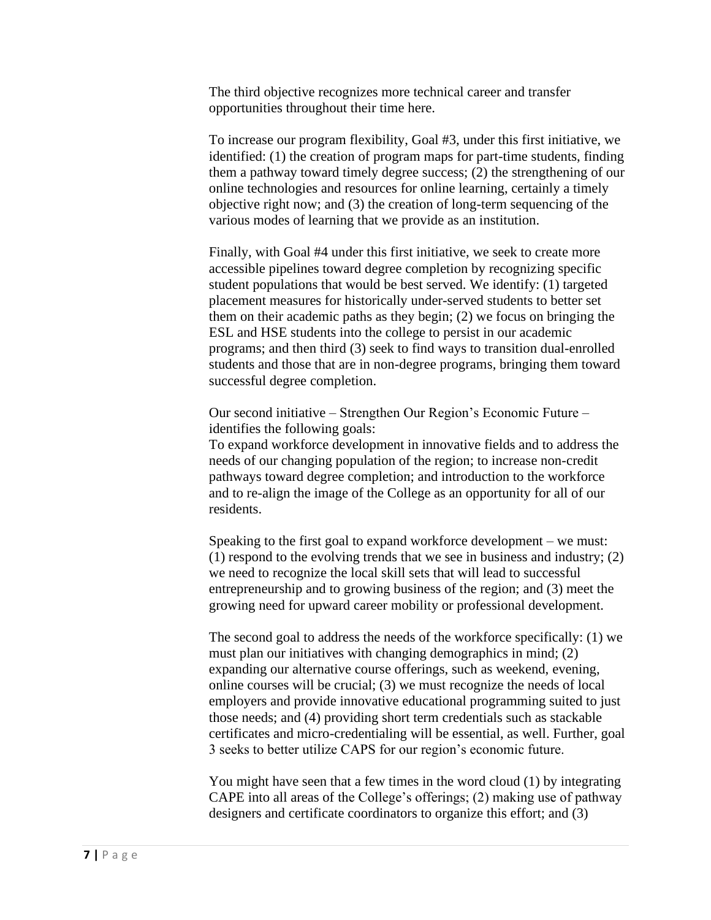The third objective recognizes more technical career and transfer opportunities throughout their time here.

To increase our program flexibility, Goal #3, under this first initiative, we identified: (1) the creation of program maps for part-time students, finding them a pathway toward timely degree success; (2) the strengthening of our online technologies and resources for online learning, certainly a timely objective right now; and (3) the creation of long-term sequencing of the various modes of learning that we provide as an institution.

Finally, with Goal #4 under this first initiative, we seek to create more accessible pipelines toward degree completion by recognizing specific student populations that would be best served. We identify: (1) targeted placement measures for historically under-served students to better set them on their academic paths as they begin; (2) we focus on bringing the ESL and HSE students into the college to persist in our academic programs; and then third (3) seek to find ways to transition dual-enrolled students and those that are in non-degree programs, bringing them toward successful degree completion.

Our second initiative – Strengthen Our Region's Economic Future – identifies the following goals:
To expand workforce development in innovative fields and to address the needs of our changing population of the region; to increase non-credit pathways toward degree completion; and introduction to the workforce and to re-align the image of the College as an opportunity for all of our residents.

Speaking to the first goal to expand workforce development – we must: (1) respond to the evolving trends that we see in business and industry; (2) we need to recognize the local skill sets that will lead to successful entrepreneurship and to growing business of the region; and (3) meet the growing need for upward career mobility or professional development.

The second goal to address the needs of the workforce specifically: (1) we must plan our initiatives with changing demographics in mind; (2) expanding our alternative course offerings, such as weekend, evening, online courses will be crucial; (3) we must recognize the needs of local employers and provide innovative educational programming suited to just those needs; and (4) providing short term credentials such as stackable certificates and micro-credentialing will be essential, as well. Further, goal 3 seeks to better utilize CAPS for our region's economic future.

You might have seen that a few times in the word cloud (1) by integrating CAPE into all areas of the College's offerings; (2) making use of pathway designers and certificate coordinators to organize this effort; and (3)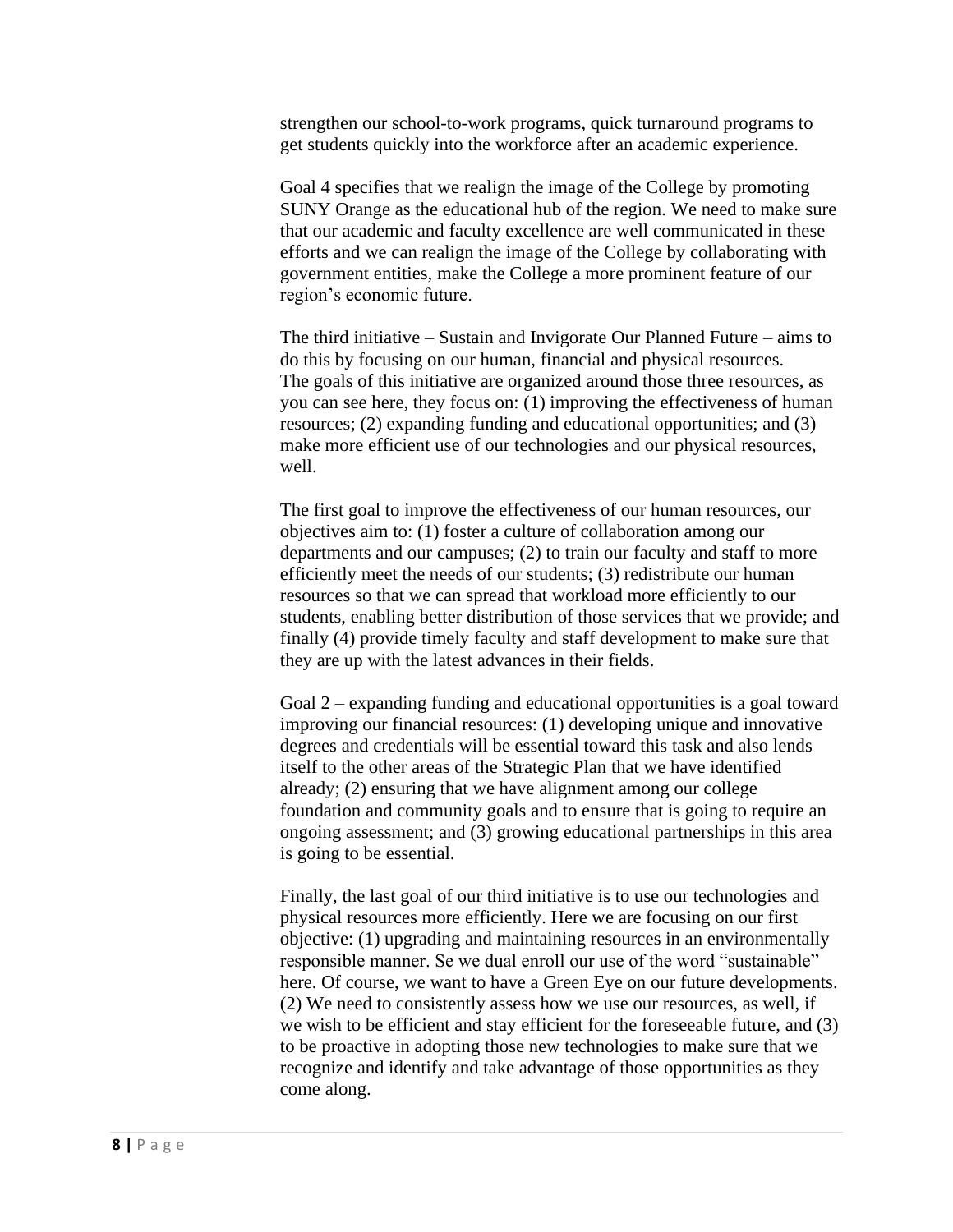strengthen our school-to-work programs, quick turnaround programs to get students quickly into the workforce after an academic experience.

Goal 4 specifies that we realign the image of the College by promoting SUNY Orange as the educational hub of the region. We need to make sure that our academic and faculty excellence are well communicated in these efforts and we can realign the image of the College by collaborating with government entities, make the College a more prominent feature of our region's economic future.

The third initiative – Sustain and Invigorate Our Planned Future – aims to do this by focusing on our human, financial and physical resources. The goals of this initiative are organized around those three resources, as you can see here, they focus on: (1) improving the effectiveness of human resources; (2) expanding funding and educational opportunities; and (3) make more efficient use of our technologies and our physical resources, well.

The first goal to improve the effectiveness of our human resources, our objectives aim to: (1) foster a culture of collaboration among our departments and our campuses; (2) to train our faculty and staff to more efficiently meet the needs of our students; (3) redistribute our human resources so that we can spread that workload more efficiently to our students, enabling better distribution of those services that we provide; and finally (4) provide timely faculty and staff development to make sure that they are up with the latest advances in their fields.

Goal 2 – expanding funding and educational opportunities is a goal toward improving our financial resources: (1) developing unique and innovative degrees and credentials will be essential toward this task and also lends itself to the other areas of the Strategic Plan that we have identified already; (2) ensuring that we have alignment among our college foundation and community goals and to ensure that is going to require an ongoing assessment; and (3) growing educational partnerships in this area is going to be essential.

Finally, the last goal of our third initiative is to use our technologies and physical resources more efficiently. Here we are focusing on our first objective: (1) upgrading and maintaining resources in an environmentally responsible manner. Se we dual enroll our use of the word "sustainable" here. Of course, we want to have a Green Eye on our future developments. (2) We need to consistently assess how we use our resources, as well, if we wish to be efficient and stay efficient for the foreseeable future, and (3) to be proactive in adopting those new technologies to make sure that we recognize and identify and take advantage of those opportunities as they come along.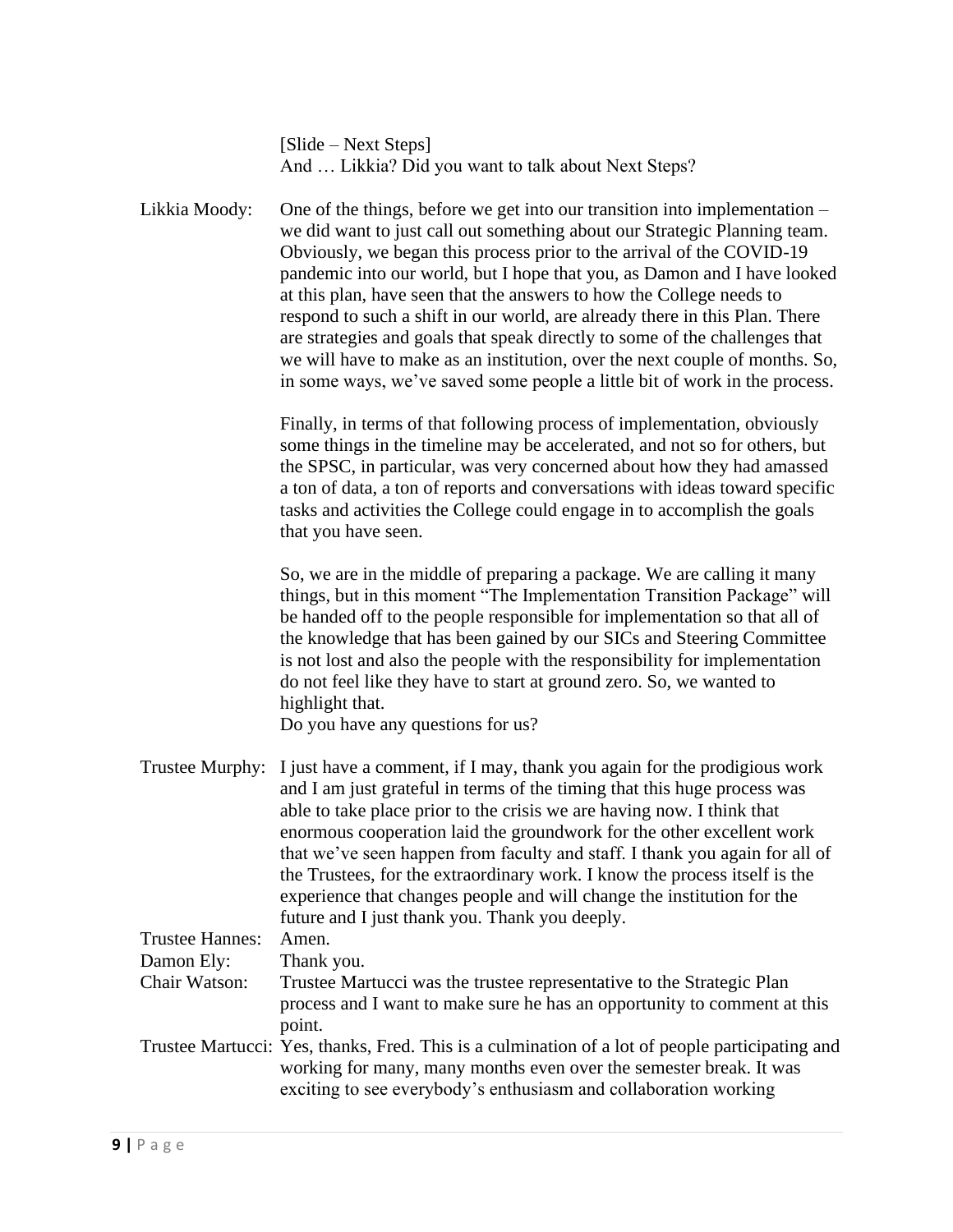[Slide – Next Steps]
And … Likkia? Did you want to talk about Next Steps?

**Likkia Moody:** One of the things, before we get into our transition into implementation – we did want to just call out something about our Strategic Planning team. Obviously, we began this process prior to the arrival of the COVID-19 pandemic into our world, but I hope that you, as Damon and I have looked at this plan, have seen that the answers to how the College needs to respond to such a shift in our world, are already there in this Plan. There are strategies and goals that speak directly to some of the challenges that we will have to make as an institution, over the next couple of months. So, in some ways, we've saved some people a little bit of work in the process.

Finally, in terms of that following process of implementation, obviously some things in the timeline may be accelerated, and not so for others, but the SPSC, in particular, was very concerned about how they had amassed a ton of data, a ton of reports and conversations with ideas toward specific tasks and activities the College could engage in to accomplish the goals that you have seen.

So, we are in the middle of preparing a package. We are calling it many things, but in this moment "The Implementation Transition Package" will be handed off to the people responsible for implementation so that all of the knowledge that has been gained by our SICs and Steering Committee is not lost and also the people with the responsibility for implementation do not feel like they have to start at ground zero. So, we wanted to highlight that.
Do you have any questions for us?

**Trustee Murphy:** I just have a comment, if I may, thank you again for the prodigious work and I am just grateful in terms of the timing that this huge process was able to take place prior to the crisis we are having now. I think that enormous cooperation laid the groundwork for the other excellent work that we've seen happen from faculty and staff. I thank you again for all of the Trustees, for the extraordinary work. I know the process itself is the experience that changes people and will change the institution for the future and I just thank you. Thank you deeply.

**Trustee Hannes:** Amen.

**Damon Ely:** Thank you.

**Chair Watson:** Trustee Martucci was the trustee representative to the Strategic Plan process and I want to make sure he has an opportunity to comment at this point.

**Trustee Martucci:** Yes, thanks, Fred. This is a culmination of a lot of people participating and working for many, many months even over the semester break. It was exciting to see everybody's enthusiasm and collaboration working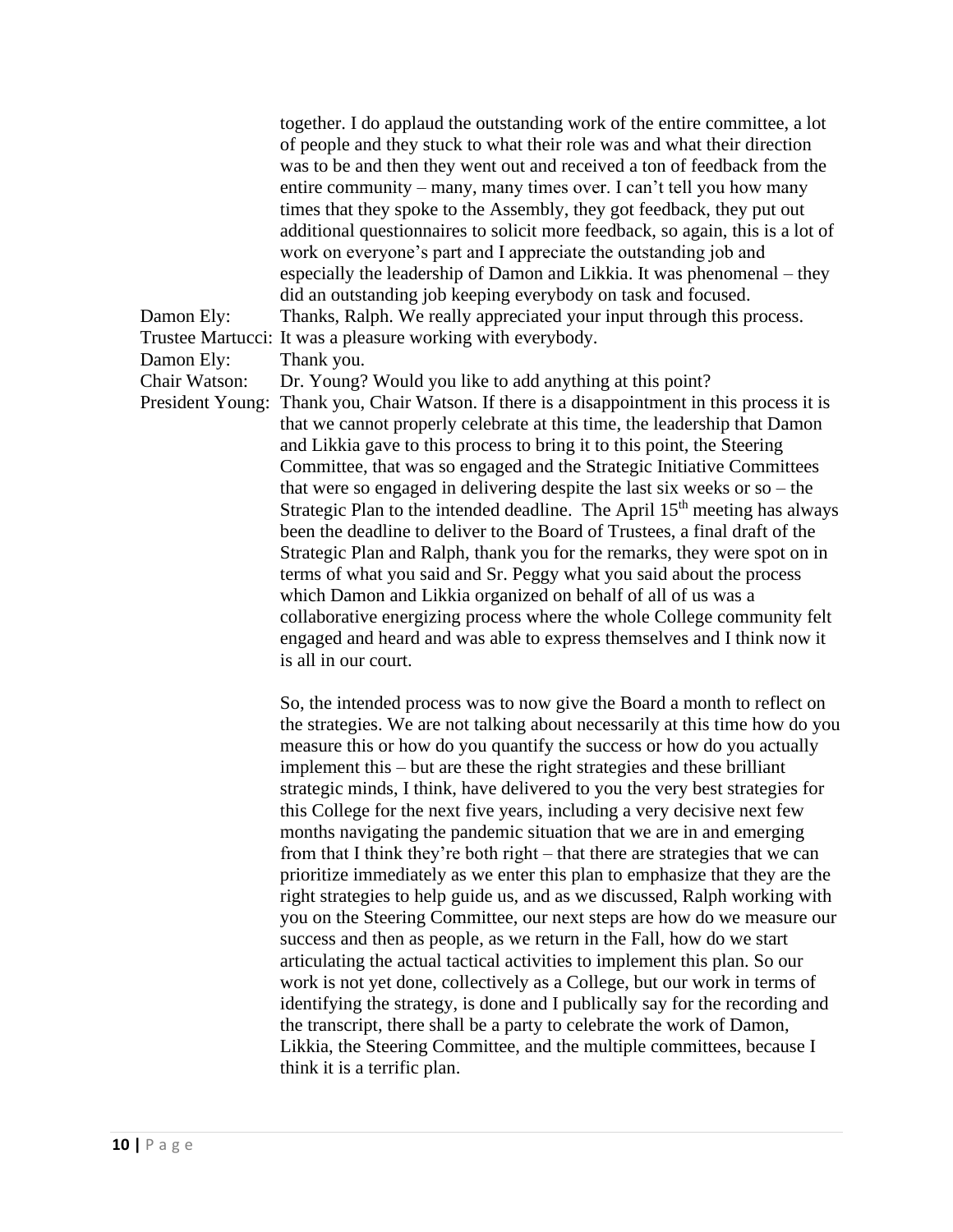together. I do applaud the outstanding work of the entire committee, a lot of people and they stuck to what their role was and what their direction was to be and then they went out and received a ton of feedback from the entire community – many, many times over. I can't tell you how many times that they spoke to the Assembly, they got feedback, they put out additional questionnaires to solicit more feedback, so again, this is a lot of work on everyone's part and I appreciate the outstanding job and especially the leadership of Damon and Likkia. It was phenomenal – they did an outstanding job keeping everybody on task and focused.

Damon Ely: Thanks, Ralph. We really appreciated your input through this process.

Trustee Martucci: It was a pleasure working with everybody.

Damon Ely: Thank you.

Chair Watson: Dr. Young? Would you like to add anything at this point?

President Young: Thank you, Chair Watson. If there is a disappointment in this process it is that we cannot properly celebrate at this time, the leadership that Damon and Likkia gave to this process to bring it to this point, the Steering Committee, that was so engaged and the Strategic Initiative Committees that were so engaged in delivering despite the last six weeks or so – the Strategic Plan to the intended deadline. The April 15th meeting has always been the deadline to deliver to the Board of Trustees, a final draft of the Strategic Plan and Ralph, thank you for the remarks, they were spot on in terms of what you said and Sr. Peggy what you said about the process which Damon and Likkia organized on behalf of all of us was a collaborative energizing process where the whole College community felt engaged and heard and was able to express themselves and I think now it is all in our court.

So, the intended process was to now give the Board a month to reflect on the strategies. We are not talking about necessarily at this time how do you measure this or how do you quantify the success or how do you actually implement this – but are these the right strategies and these brilliant strategic minds, I think, have delivered to you the very best strategies for this College for the next five years, including a very decisive next few months navigating the pandemic situation that we are in and emerging from that I think they're both right – that there are strategies that we can prioritize immediately as we enter this plan to emphasize that they are the right strategies to help guide us, and as we discussed, Ralph working with you on the Steering Committee, our next steps are how do we measure our success and then as people, as we return in the Fall, how do we start articulating the actual tactical activities to implement this plan. So our work is not yet done, collectively as a College, but our work in terms of identifying the strategy, is done and I publically say for the recording and the transcript, there shall be a party to celebrate the work of Damon, Likkia, the Steering Committee, and the multiple committees, because I think it is a terrific plan.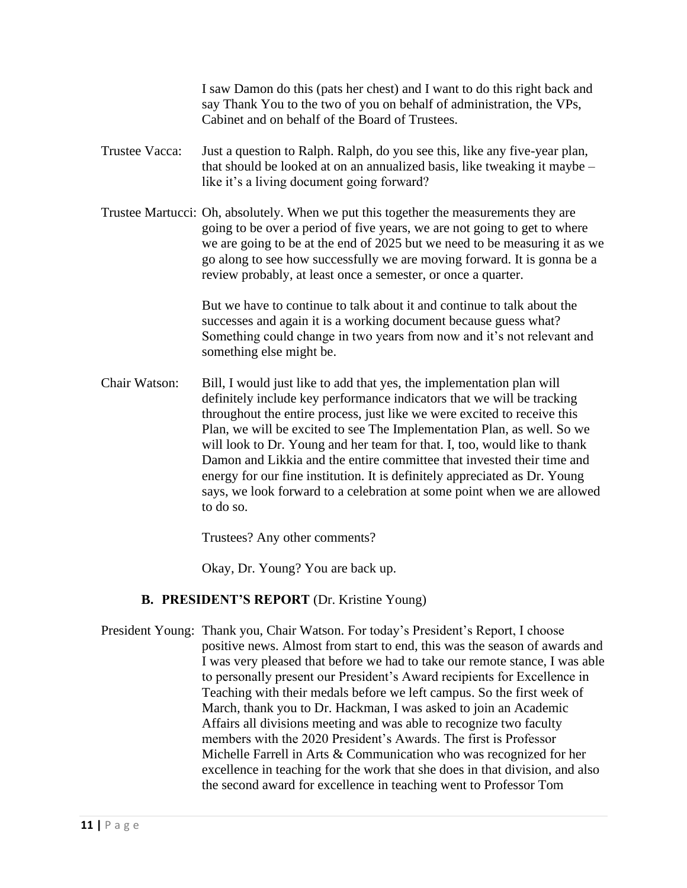I saw Damon do this (pats her chest) and I want to do this right back and say Thank You to the two of you on behalf of administration, the VPs, Cabinet and on behalf of the Board of Trustees.

Trustee Vacca: Just a question to Ralph. Ralph, do you see this, like any five-year plan, that should be looked at on an annualized basis, like tweaking it maybe – like it's a living document going forward?

Trustee Martucci: Oh, absolutely. When we put this together the measurements they are going to be over a period of five years, we are not going to get to where we are going to be at the end of 2025 but we need to be measuring it as we go along to see how successfully we are moving forward. It is gonna be a review probably, at least once a semester, or once a quarter.

But we have to continue to talk about it and continue to talk about the successes and again it is a working document because guess what? Something could change in two years from now and it's not relevant and something else might be.

Chair Watson: Bill, I would just like to add that yes, the implementation plan will definitely include key performance indicators that we will be tracking throughout the entire process, just like we were excited to receive this Plan, we will be excited to see The Implementation Plan, as well. So we will look to Dr. Young and her team for that. I, too, would like to thank Damon and Likkia and the entire committee that invested their time and energy for our fine institution. It is definitely appreciated as Dr. Young says, we look forward to a celebration at some point when we are allowed to do so.

Trustees? Any other comments?

Okay, Dr. Young? You are back up.

### B. PRESIDENT'S REPORT (Dr. Kristine Young)

President Young: Thank you, Chair Watson. For today's President's Report, I choose positive news. Almost from start to end, this was the season of awards and I was very pleased that before we had to take our remote stance, I was able to personally present our President's Award recipients for Excellence in Teaching with their medals before we left campus. So the first week of March, thank you to Dr. Hackman, I was asked to join an Academic Affairs all divisions meeting and was able to recognize two faculty members with the 2020 President's Awards. The first is Professor Michelle Farrell in Arts & Communication who was recognized for her excellence in teaching for the work that she does in that division, and also the second award for excellence in teaching went to Professor Tom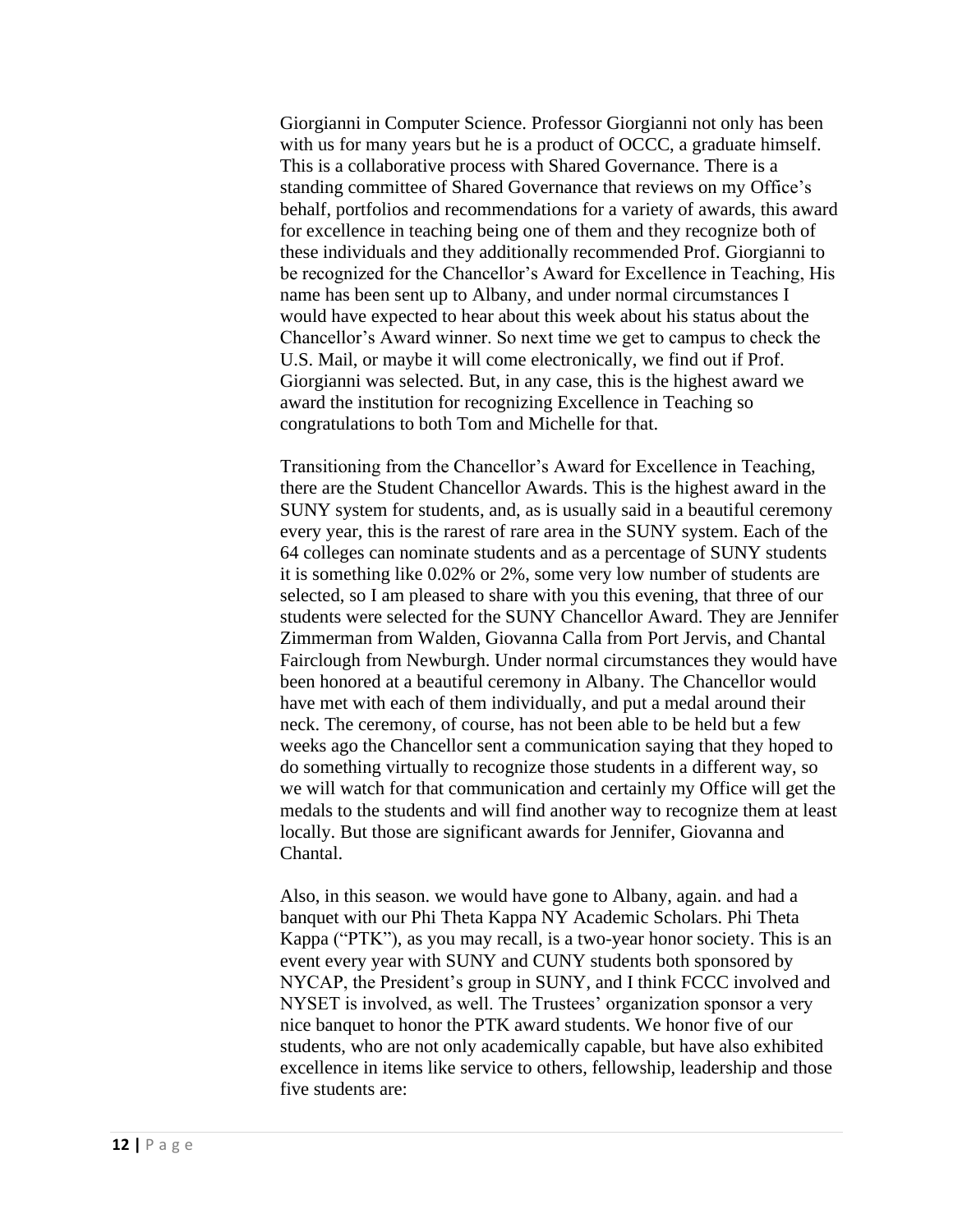Giorgianni in Computer Science. Professor Giorgianni not only has been with us for many years but he is a product of OCCC, a graduate himself. This is a collaborative process with Shared Governance. There is a standing committee of Shared Governance that reviews on my Office's behalf, portfolios and recommendations for a variety of awards, this award for excellence in teaching being one of them and they recognize both of these individuals and they additionally recommended Prof. Giorgianni to be recognized for the Chancellor's Award for Excellence in Teaching, His name has been sent up to Albany, and under normal circumstances I would have expected to hear about this week about his status about the Chancellor's Award winner. So next time we get to campus to check the U.S. Mail, or maybe it will come electronically, we find out if Prof. Giorgianni was selected. But, in any case, this is the highest award we award the institution for recognizing Excellence in Teaching so congratulations to both Tom and Michelle for that.

Transitioning from the Chancellor's Award for Excellence in Teaching, there are the Student Chancellor Awards. This is the highest award in the SUNY system for students, and, as is usually said in a beautiful ceremony every year, this is the rarest of rare area in the SUNY system. Each of the 64 colleges can nominate students and as a percentage of SUNY students it is something like 0.02% or 2%, some very low number of students are selected, so I am pleased to share with you this evening, that three of our students were selected for the SUNY Chancellor Award. They are Jennifer Zimmerman from Walden, Giovanna Calla from Port Jervis, and Chantal Fairclough from Newburgh. Under normal circumstances they would have been honored at a beautiful ceremony in Albany. The Chancellor would have met with each of them individually, and put a medal around their neck. The ceremony, of course, has not been able to be held but a few weeks ago the Chancellor sent a communication saying that they hoped to do something virtually to recognize those students in a different way, so we will watch for that communication and certainly my Office will get the medals to the students and will find another way to recognize them at least locally. But those are significant awards for Jennifer, Giovanna and Chantal.

Also, in this season. we would have gone to Albany, again. and had a banquet with our Phi Theta Kappa NY Academic Scholars. Phi Theta Kappa ("PTK"), as you may recall, is a two-year honor society. This is an event every year with SUNY and CUNY students both sponsored by NYCAP, the President's group in SUNY, and I think FCCC involved and NYSET is involved, as well. The Trustees' organization sponsor a very nice banquet to honor the PTK award students. We honor five of our students, who are not only academically capable, but have also exhibited excellence in items like service to others, fellowship, leadership and those five students are: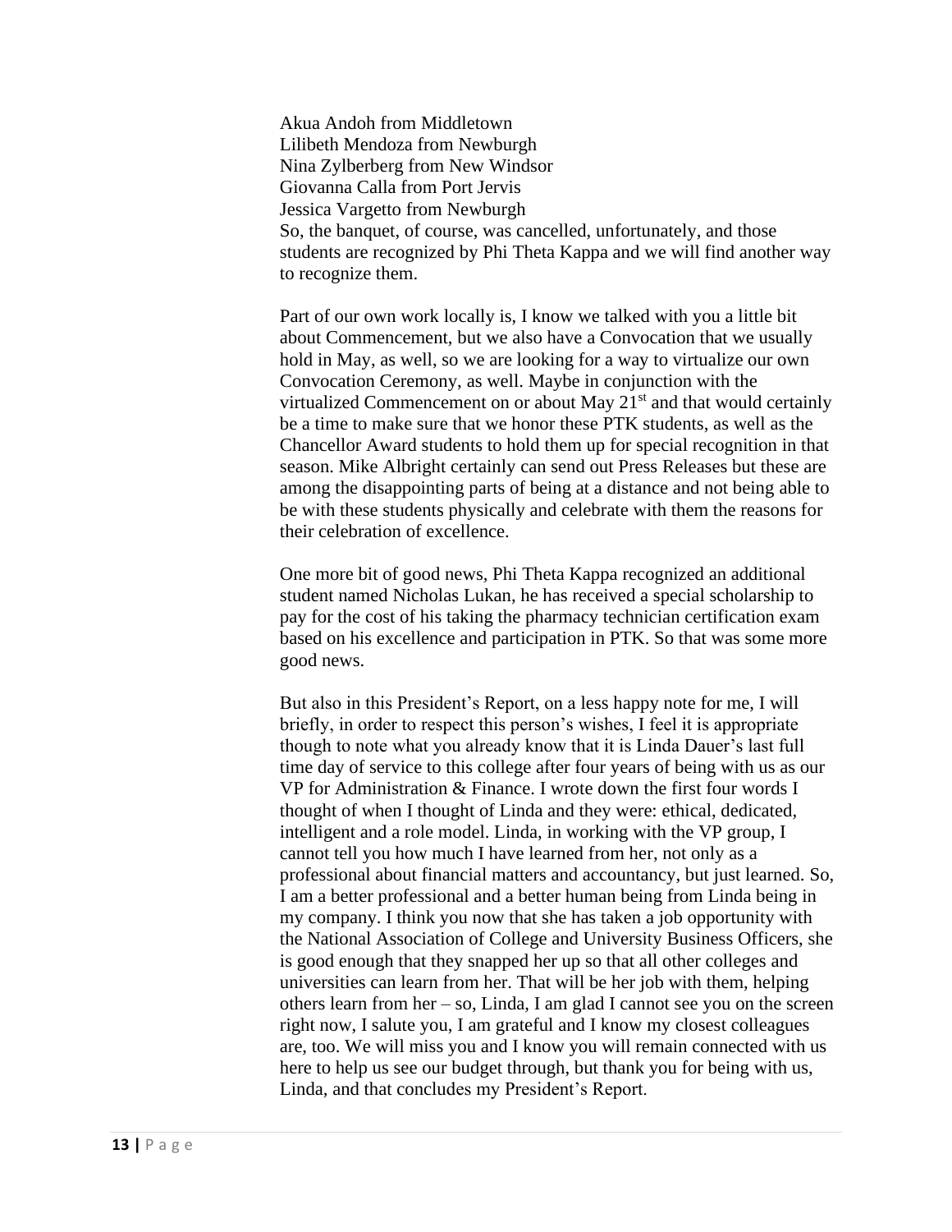Akua Andoh from Middletown  
Lilibeth Mendoza from Newburgh  
Nina Zylberberg from New Windsor  
Giovanna Calla from Port Jervis  
Jessica Vargetto from Newburgh  
So, the banquet, of course, was cancelled, unfortunately, and those students are recognized by Phi Theta Kappa and we will find another way to recognize them.

Part of our own work locally is, I know we talked with you a little bit about Commencement, but we also have a Convocation that we usually hold in May, as well, so we are looking for a way to virtualize our own Convocation Ceremony, as well. Maybe in conjunction with the virtualized Commencement on or about May 21st and that would certainly be a time to make sure that we honor these PTK students, as well as the Chancellor Award students to hold them up for special recognition in that season. Mike Albright certainly can send out Press Releases but these are among the disappointing parts of being at a distance and not being able to be with these students physically and celebrate with them the reasons for their celebration of excellence.

One more bit of good news, Phi Theta Kappa recognized an additional student named Nicholas Lukan, he has received a special scholarship to pay for the cost of his taking the pharmacy technician certification exam based on his excellence and participation in PTK. So that was some more good news.

But also in this President's Report, on a less happy note for me, I will briefly, in order to respect this person's wishes, I feel it is appropriate though to note what you already know that it is Linda Dauer's last full time day of service to this college after four years of being with us as our VP for Administration & Finance. I wrote down the first four words I thought of when I thought of Linda and they were: ethical, dedicated, intelligent and a role model. Linda, in working with the VP group, I cannot tell you how much I have learned from her, not only as a professional about financial matters and accountancy, but just learned. So, I am a better professional and a better human being from Linda being in my company. I think you now that she has taken a job opportunity with the National Association of College and University Business Officers, she is good enough that they snapped her up so that all other colleges and universities can learn from her. That will be her job with them, helping others learn from her – so, Linda, I am glad I cannot see you on the screen right now, I salute you, I am grateful and I know my closest colleagues are, too. We will miss you and I know you will remain connected with us here to help us see our budget through, but thank you for being with us, Linda, and that concludes my President's Report.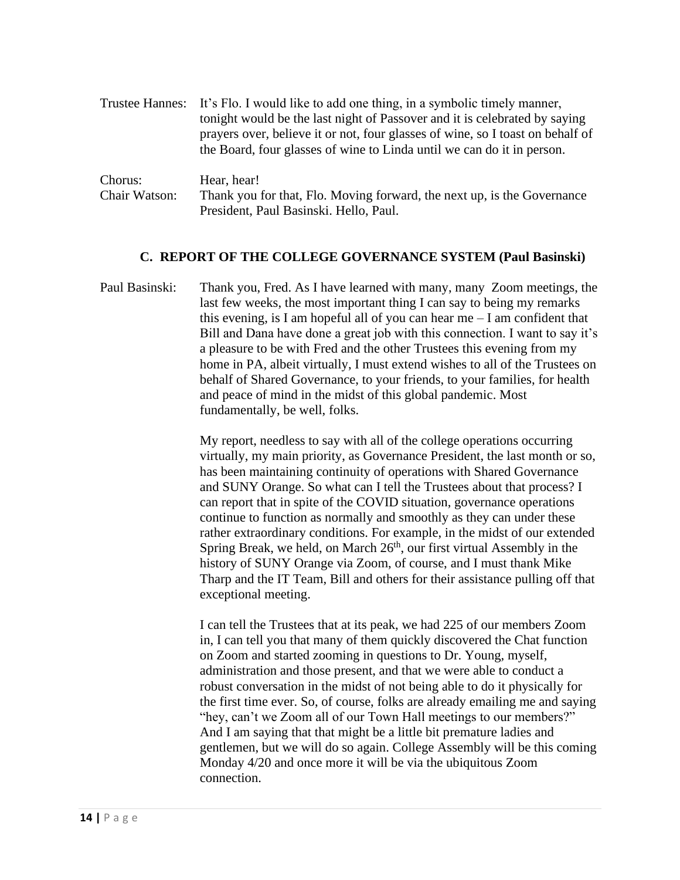Trustee Hannes: It's Flo. I would like to add one thing, in a symbolic timely manner, tonight would be the last night of Passover and it is celebrated by saying prayers over, believe it or not, four glasses of wine, so I toast on behalf of the Board, four glasses of wine to Linda until we can do it in person.

Chorus: Hear, hear!

Chair Watson: Thank you for that, Flo. Moving forward, the next up, is the Governance President, Paul Basinski. Hello, Paul.

### C. REPORT OF THE COLLEGE GOVERNANCE SYSTEM (Paul Basinski)

Paul Basinski: Thank you, Fred. As I have learned with many, many Zoom meetings, the last few weeks, the most important thing I can say to being my remarks this evening, is I am hopeful all of you can hear me – I am confident that Bill and Dana have done a great job with this connection. I want to say it's a pleasure to be with Fred and the other Trustees this evening from my home in PA, albeit virtually, I must extend wishes to all of the Trustees on behalf of Shared Governance, to your friends, to your families, for health and peace of mind in the midst of this global pandemic. Most fundamentally, be well, folks.

My report, needless to say with all of the college operations occurring virtually, my main priority, as Governance President, the last month or so, has been maintaining continuity of operations with Shared Governance and SUNY Orange. So what can I tell the Trustees about that process? I can report that in spite of the COVID situation, governance operations continue to function as normally and smoothly as they can under these rather extraordinary conditions. For example, in the midst of our extended Spring Break, we held, on March 26th, our first virtual Assembly in the history of SUNY Orange via Zoom, of course, and I must thank Mike Tharp and the IT Team, Bill and others for their assistance pulling off that exceptional meeting.

I can tell the Trustees that at its peak, we had 225 of our members Zoom in, I can tell you that many of them quickly discovered the Chat function on Zoom and started zooming in questions to Dr. Young, myself, administration and those present, and that we were able to conduct a robust conversation in the midst of not being able to do it physically for the first time ever. So, of course, folks are already emailing me and saying "hey, can't we Zoom all of our Town Hall meetings to our members?" And I am saying that that might be a little bit premature ladies and gentlemen, but we will do so again. College Assembly will be this coming Monday 4/20 and once more it will be via the ubiquitous Zoom connection.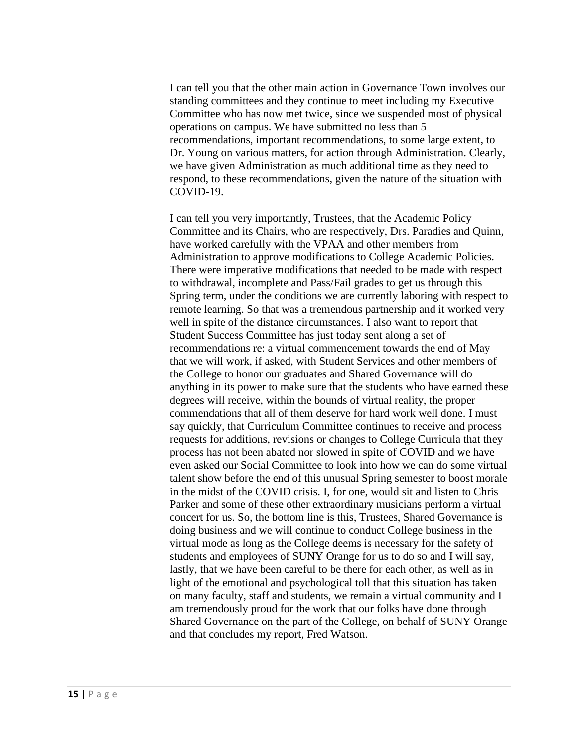I can tell you that the other main action in Governance Town involves our standing committees and they continue to meet including my Executive Committee who has now met twice, since we suspended most of physical operations on campus. We have submitted no less than 5 recommendations, important recommendations, to some large extent, to Dr. Young on various matters, for action through Administration. Clearly, we have given Administration as much additional time as they need to respond, to these recommendations, given the nature of the situation with COVID-19.

I can tell you very importantly, Trustees, that the Academic Policy Committee and its Chairs, who are respectively, Drs. Paradies and Quinn, have worked carefully with the VPAA and other members from Administration to approve modifications to College Academic Policies. There were imperative modifications that needed to be made with respect to withdrawal, incomplete and Pass/Fail grades to get us through this Spring term, under the conditions we are currently laboring with respect to remote learning. So that was a tremendous partnership and it worked very well in spite of the distance circumstances. I also want to report that Student Success Committee has just today sent along a set of recommendations re: a virtual commencement towards the end of May that we will work, if asked, with Student Services and other members of the College to honor our graduates and Shared Governance will do anything in its power to make sure that the students who have earned these degrees will receive, within the bounds of virtual reality, the proper commendations that all of them deserve for hard work well done. I must say quickly, that Curriculum Committee continues to receive and process requests for additions, revisions or changes to College Curricula that they process has not been abated nor slowed in spite of COVID and we have even asked our Social Committee to look into how we can do some virtual talent show before the end of this unusual Spring semester to boost morale in the midst of the COVID crisis. I, for one, would sit and listen to Chris Parker and some of these other extraordinary musicians perform a virtual concert for us. So, the bottom line is this, Trustees, Shared Governance is doing business and we will continue to conduct College business in the virtual mode as long as the College deems is necessary for the safety of students and employees of SUNY Orange for us to do so and I will say, lastly, that we have been careful to be there for each other, as well as in light of the emotional and psychological toll that this situation has taken on many faculty, staff and students, we remain a virtual community and I am tremendously proud for the work that our folks have done through Shared Governance on the part of the College, on behalf of SUNY Orange and that concludes my report, Fred Watson.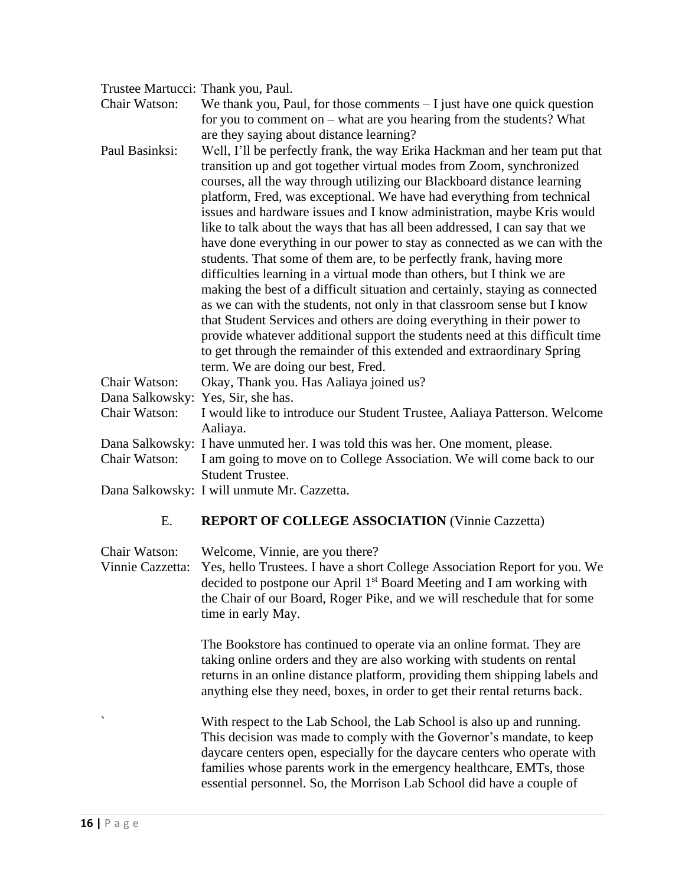Trustee Martucci: Thank you, Paul.

Chair Watson: We thank you, Paul, for those comments – I just have one quick question for you to comment on – what are you hearing from the students? What are they saying about distance learning?

Paul Basinksi: Well, I'll be perfectly frank, the way Erika Hackman and her team put that transition up and got together virtual modes from Zoom, synchronized courses, all the way through utilizing our Blackboard distance learning platform, Fred, was exceptional. We have had everything from technical issues and hardware issues and I know administration, maybe Kris would like to talk about the ways that has all been addressed, I can say that we have done everything in our power to stay as connected as we can with the students. That some of them are, to be perfectly frank, having more difficulties learning in a virtual mode than others, but I think we are making the best of a difficult situation and certainly, staying as connected as we can with the students, not only in that classroom sense but I know that Student Services and others are doing everything in their power to provide whatever additional support the students need at this difficult time to get through the remainder of this extended and extraordinary Spring term. We are doing our best, Fred.

Chair Watson: Okay, Thank you. Has Aaliaya joined us?

Dana Salkowsky: Yes, Sir, she has.

Chair Watson: I would like to introduce our Student Trustee, Aaliaya Patterson. Welcome Aaliaya.

Dana Salkowsky: I have unmuted her. I was told this was her. One moment, please.

Chair Watson: I am going to move on to College Association. We will come back to our Student Trustee.

Dana Salkowsky: I will unmute Mr. Cazzetta.

E. **REPORT OF COLLEGE ASSOCIATION** (Vinnie Cazzetta)

Chair Watson: Welcome, Vinnie, are you there?

Vinnie Cazzetta: Yes, hello Trustees. I have a short College Association Report for you. We decided to postpone our April 1st Board Meeting and I am working with the Chair of our Board, Roger Pike, and we will reschedule that for some time in early May.

The Bookstore has continued to operate via an online format. They are taking online orders and they are also working with students on rental returns in an online distance platform, providing them shipping labels and anything else they need, boxes, in order to get their rental returns back.

With respect to the Lab School, the Lab School is also up and running. This decision was made to comply with the Governor's mandate, to keep daycare centers open, especially for the daycare centers who operate with families whose parents work in the emergency healthcare, EMTs, those essential personnel. So, the Morrison Lab School did have a couple of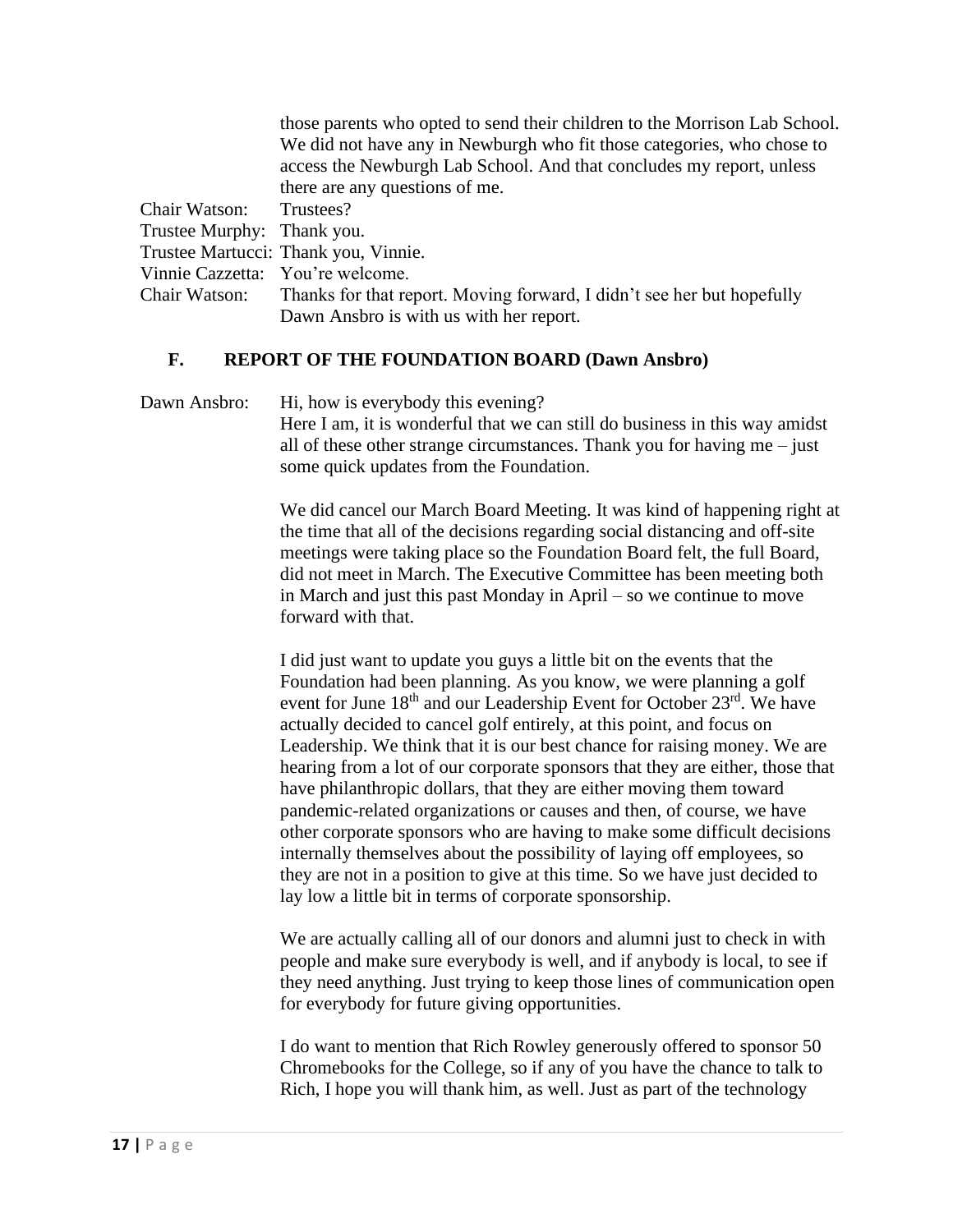those parents who opted to send their children to the Morrison Lab School. We did not have any in Newburgh who fit those categories, who chose to access the Newburgh Lab School. And that concludes my report, unless there are any questions of me.

Chair Watson: Trustees?

Trustee Murphy: Thank you.

Trustee Martucci: Thank you, Vinnie.

Vinnie Cazzetta: You're welcome.

Chair Watson: Thanks for that report. Moving forward, I didn't see her but hopefully Dawn Ansbro is with us with her report.

## F. REPORT OF THE FOUNDATION BOARD (Dawn Ansbro)

Dawn Ansbro: Hi, how is everybody this evening?
Here I am, it is wonderful that we can still do business in this way amidst all of these other strange circumstances. Thank you for having me – just some quick updates from the Foundation.

We did cancel our March Board Meeting. It was kind of happening right at the time that all of the decisions regarding social distancing and off-site meetings were taking place so the Foundation Board felt, the full Board, did not meet in March. The Executive Committee has been meeting both in March and just this past Monday in April – so we continue to move forward with that.

I did just want to update you guys a little bit on the events that the Foundation had been planning. As you know, we were planning a golf event for June 18th and our Leadership Event for October 23rd. We have actually decided to cancel golf entirely, at this point, and focus on Leadership. We think that it is our best chance for raising money. We are hearing from a lot of our corporate sponsors that they are either, those that have philanthropic dollars, that they are either moving them toward pandemic-related organizations or causes and then, of course, we have other corporate sponsors who are having to make some difficult decisions internally themselves about the possibility of laying off employees, so they are not in a position to give at this time. So we have just decided to lay low a little bit in terms of corporate sponsorship.

We are actually calling all of our donors and alumni just to check in with people and make sure everybody is well, and if anybody is local, to see if they need anything. Just trying to keep those lines of communication open for everybody for future giving opportunities.

I do want to mention that Rich Rowley generously offered to sponsor 50 Chromebooks for the College, so if any of you have the chance to talk to Rich, I hope you will thank him, as well. Just as part of the technology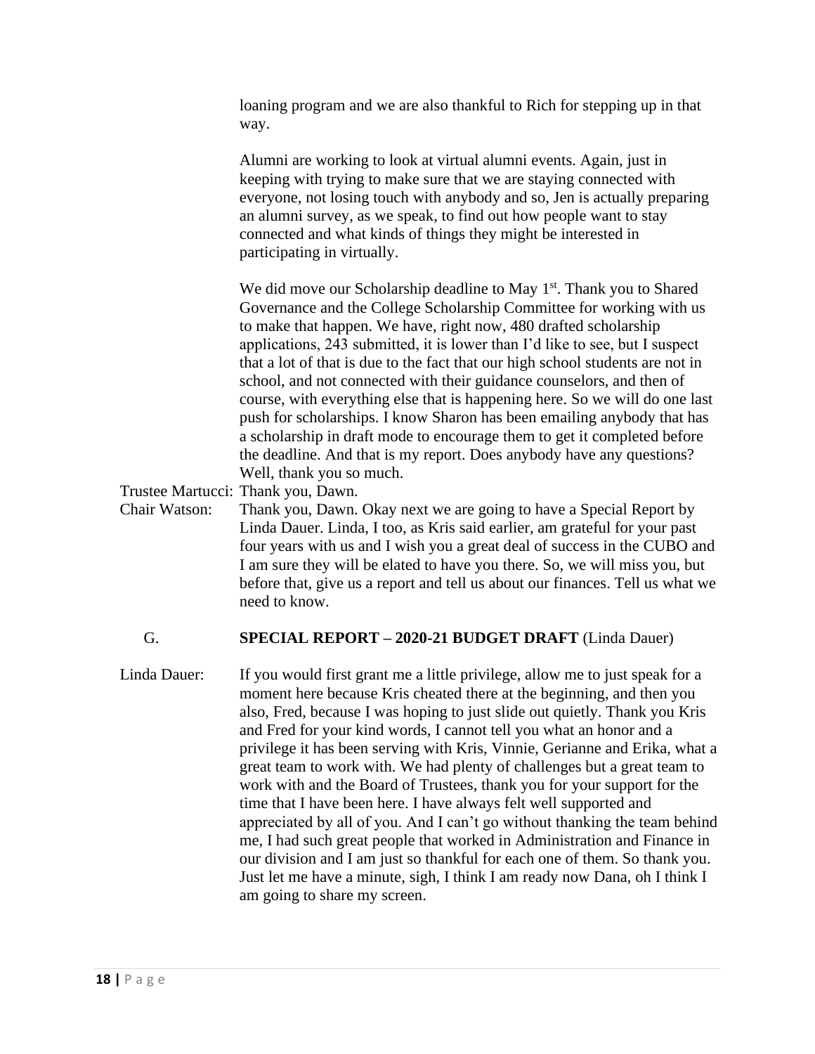loaning program and we are also thankful to Rich for stepping up in that way.

Alumni are working to look at virtual alumni events. Again, just in keeping with trying to make sure that we are staying connected with everyone, not losing touch with anybody and so, Jen is actually preparing an alumni survey, as we speak, to find out how people want to stay connected and what kinds of things they might be interested in participating in virtually.

We did move our Scholarship deadline to May 1st. Thank you to Shared Governance and the College Scholarship Committee for working with us to make that happen. We have, right now, 480 drafted scholarship applications, 243 submitted, it is lower than I'd like to see, but I suspect that a lot of that is due to the fact that our high school students are not in school, and not connected with their guidance counselors, and then of course, with everything else that is happening here. So we will do one last push for scholarships. I know Sharon has been emailing anybody that has a scholarship in draft mode to encourage them to get it completed before the deadline. And that is my report. Does anybody have any questions? Well, thank you so much.

Trustee Martucci: Thank you, Dawn.

Chair Watson: Thank you, Dawn. Okay next we are going to have a Special Report by Linda Dauer. Linda, I too, as Kris said earlier, am grateful for your past four years with us and I wish you a great deal of success in the CUBO and I am sure they will be elated to have you there. So, we will miss you, but before that, give us a report and tell us about our finances. Tell us what we need to know.

G. **SPECIAL REPORT – 2020-21 BUDGET DRAFT** (Linda Dauer)

Linda Dauer: If you would first grant me a little privilege, allow me to just speak for a moment here because Kris cheated there at the beginning, and then you also, Fred, because I was hoping to just slide out quietly. Thank you Kris and Fred for your kind words, I cannot tell you what an honor and a privilege it has been serving with Kris, Vinnie, Gerianne and Erika, what a great team to work with. We had plenty of challenges but a great team to work with and the Board of Trustees, thank you for your support for the time that I have been here. I have always felt well supported and appreciated by all of you. And I can't go without thanking the team behind me, I had such great people that worked in Administration and Finance in our division and I am just so thankful for each one of them. So thank you. Just let me have a minute, sigh, I think I am ready now Dana, oh I think I am going to share my screen.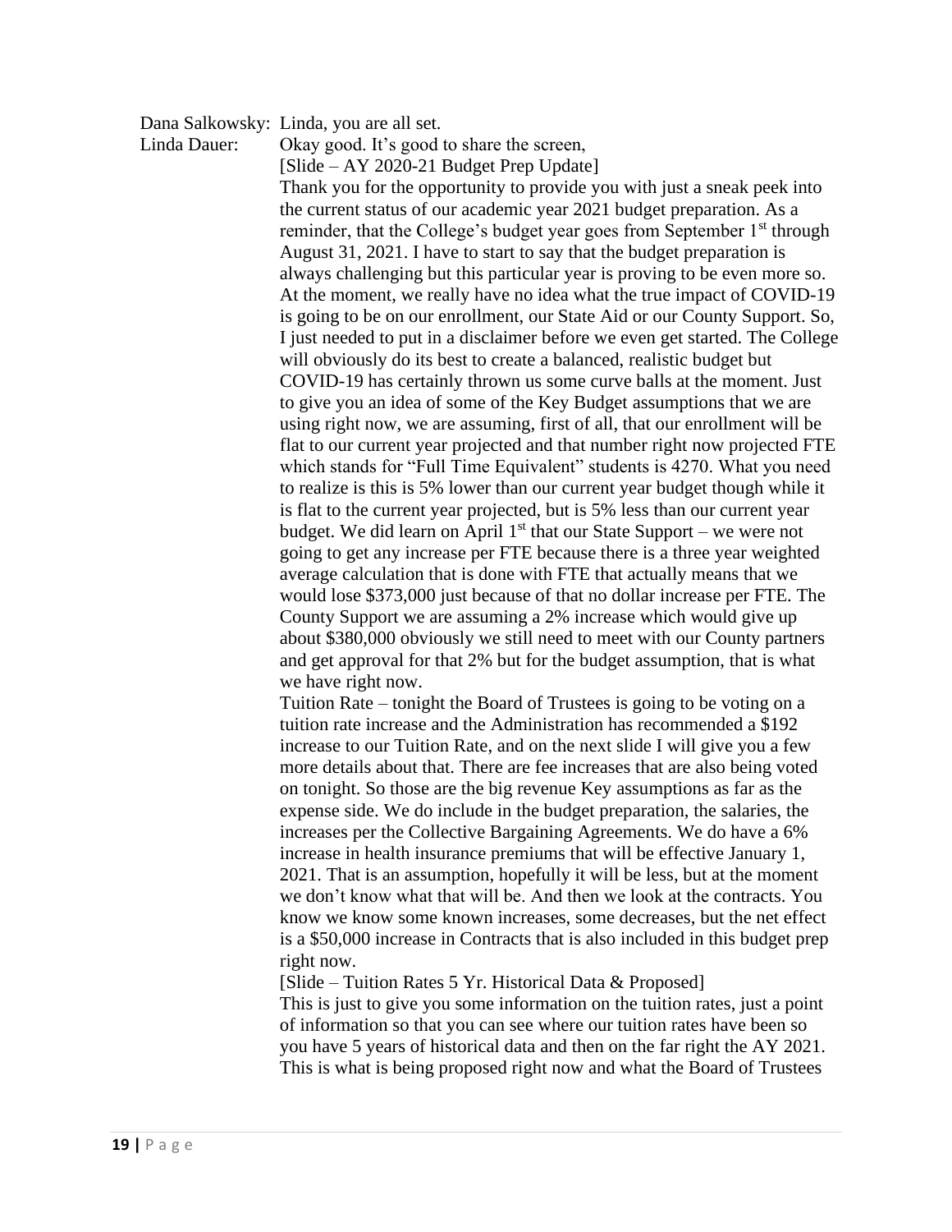Dana Salkowsky: Linda, you are all set.

Linda Dauer: Okay good. It's good to share the screen,

[Slide – AY 2020-21 Budget Prep Update]

Thank you for the opportunity to provide you with just a sneak peek into the current status of our academic year 2021 budget preparation. As a reminder, that the College's budget year goes from September 1st through August 31, 2021. I have to start to say that the budget preparation is always challenging but this particular year is proving to be even more so. At the moment, we really have no idea what the true impact of COVID-19 is going to be on our enrollment, our State Aid or our County Support. So, I just needed to put in a disclaimer before we even get started. The College will obviously do its best to create a balanced, realistic budget but COVID-19 has certainly thrown us some curve balls at the moment. Just to give you an idea of some of the Key Budget assumptions that we are using right now, we are assuming, first of all, that our enrollment will be flat to our current year projected and that number right now projected FTE which stands for "Full Time Equivalent" students is 4270. What you need to realize is this is 5% lower than our current year budget though while it is flat to the current year projected, but is 5% less than our current year budget. We did learn on April 1st that our State Support – we were not going to get any increase per FTE because there is a three year weighted average calculation that is done with FTE that actually means that we would lose $373,000 just because of that no dollar increase per FTE. The County Support we are assuming a 2% increase which would give up about $380,000 obviously we still need to meet with our County partners and get approval for that 2% but for the budget assumption, that is what we have right now.

Tuition Rate – tonight the Board of Trustees is going to be voting on a tuition rate increase and the Administration has recommended a $192 increase to our Tuition Rate, and on the next slide I will give you a few more details about that. There are fee increases that are also being voted on tonight. So those are the big revenue Key assumptions as far as the expense side. We do include in the budget preparation, the salaries, the increases per the Collective Bargaining Agreements. We do have a 6% increase in health insurance premiums that will be effective January 1, 2021. That is an assumption, hopefully it will be less, but at the moment we don't know what that will be. And then we look at the contracts. You know we know some known increases, some decreases, but the net effect is a $50,000 increase in Contracts that is also included in this budget prep right now.

[Slide – Tuition Rates 5 Yr. Historical Data & Proposed]

This is just to give you some information on the tuition rates, just a point of information so that you can see where our tuition rates have been so you have 5 years of historical data and then on the far right the AY 2021. This is what is being proposed right now and what the Board of Trustees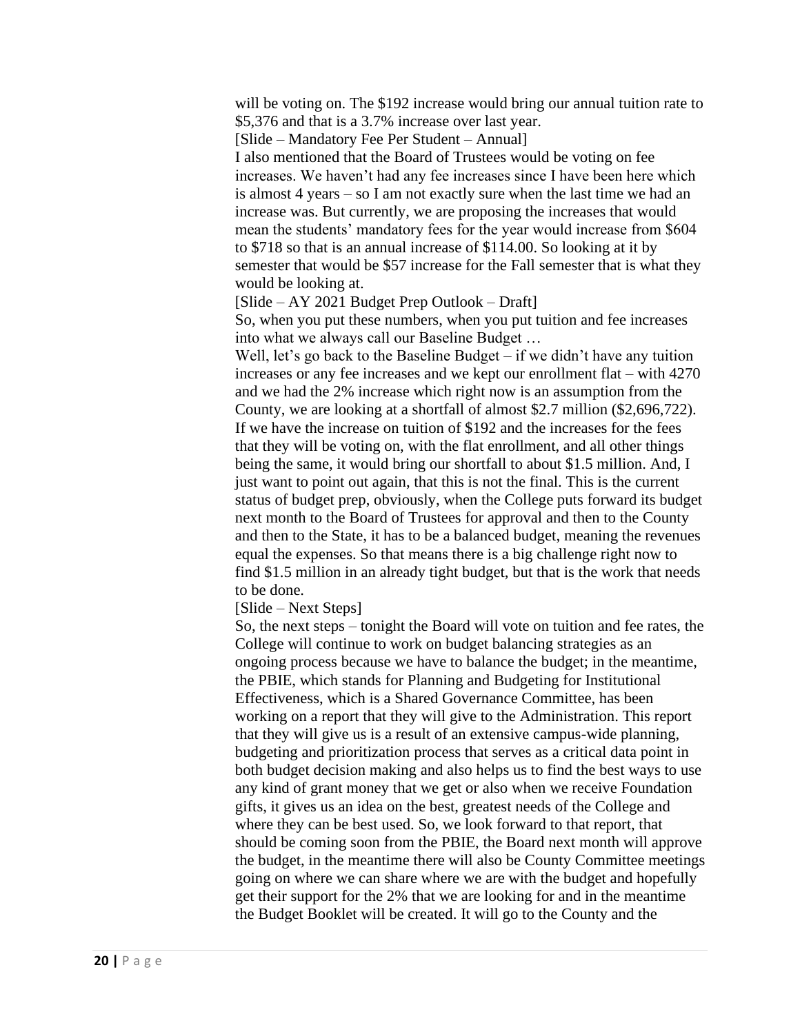will be voting on. The $192 increase would bring our annual tuition rate to $5,376 and that is a 3.7% increase over last year.

[Slide – Mandatory Fee Per Student – Annual]

I also mentioned that the Board of Trustees would be voting on fee increases. We haven't had any fee increases since I have been here which is almost 4 years – so I am not exactly sure when the last time we had an increase was. But currently, we are proposing the increases that would mean the students' mandatory fees for the year would increase from $604 to $718 so that is an annual increase of $114.00. So looking at it by semester that would be $57 increase for the Fall semester that is what they would be looking at.

[Slide – AY 2021 Budget Prep Outlook – Draft]

So, when you put these numbers, when you put tuition and fee increases into what we always call our Baseline Budget …

Well, let's go back to the Baseline Budget – if we didn't have any tuition increases or any fee increases and we kept our enrollment flat – with 4270 and we had the 2% increase which right now is an assumption from the County, we are looking at a shortfall of almost $2.7 million ($2,696,722). If we have the increase on tuition of $192 and the increases for the fees that they will be voting on, with the flat enrollment, and all other things being the same, it would bring our shortfall to about $1.5 million. And, I just want to point out again, that this is not the final. This is the current status of budget prep, obviously, when the College puts forward its budget next month to the Board of Trustees for approval and then to the County and then to the State, it has to be a balanced budget, meaning the revenues equal the expenses. So that means there is a big challenge right now to find $1.5 million in an already tight budget, but that is the work that needs to be done.

[Slide – Next Steps]

So, the next steps – tonight the Board will vote on tuition and fee rates, the College will continue to work on budget balancing strategies as an ongoing process because we have to balance the budget; in the meantime, the PBIE, which stands for Planning and Budgeting for Institutional Effectiveness, which is a Shared Governance Committee, has been working on a report that they will give to the Administration. This report that they will give us is a result of an extensive campus-wide planning, budgeting and prioritization process that serves as a critical data point in both budget decision making and also helps us to find the best ways to use any kind of grant money that we get or also when we receive Foundation gifts, it gives us an idea on the best, greatest needs of the College and where they can be best used. So, we look forward to that report, that should be coming soon from the PBIE, the Board next month will approve the budget, in the meantime there will also be County Committee meetings going on where we can share where we are with the budget and hopefully get their support for the 2% that we are looking for and in the meantime the Budget Booklet will be created. It will go to the County and the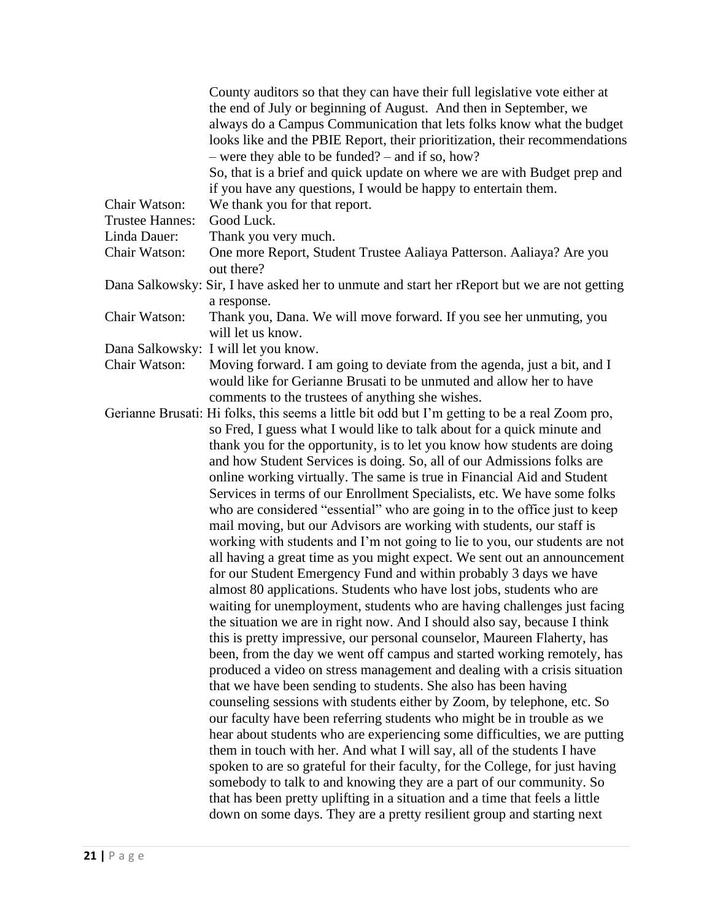County auditors so that they can have their full legislative vote either at the end of July or beginning of August. And then in September, we always do a Campus Communication that lets folks know what the budget looks like and the PBIE Report, their prioritization, their recommendations – were they able to be funded? – and if so, how?

So, that is a brief and quick update on where we are with Budget prep and if you have any questions, I would be happy to entertain them.

Chair Watson: We thank you for that report.

Trustee Hannes: Good Luck.

Linda Dauer: Thank you very much.

Chair Watson: One more Report, Student Trustee Aaliaya Patterson. Aaliaya? Are you out there?

Dana Salkowsky: Sir, I have asked her to unmute and start her rReport but we are not getting a response.

Chair Watson: Thank you, Dana. We will move forward. If you see her unmuting, you will let us know.

Dana Salkowsky: I will let you know.

Chair Watson: Moving forward. I am going to deviate from the agenda, just a bit, and I would like for Gerianne Brusati to be unmuted and allow her to have comments to the trustees of anything she wishes.

Gerianne Brusati: Hi folks, this seems a little bit odd but I'm getting to be a real Zoom pro, so Fred, I guess what I would like to talk about for a quick minute and thank you for the opportunity, is to let you know how students are doing and how Student Services is doing. So, all of our Admissions folks are online working virtually. The same is true in Financial Aid and Student Services in terms of our Enrollment Specialists, etc. We have some folks who are considered "essential" who are going in to the office just to keep mail moving, but our Advisors are working with students, our staff is working with students and I'm not going to lie to you, our students are not all having a great time as you might expect. We sent out an announcement for our Student Emergency Fund and within probably 3 days we have almost 80 applications. Students who have lost jobs, students who are waiting for unemployment, students who are having challenges just facing the situation we are in right now. And I should also say, because I think this is pretty impressive, our personal counselor, Maureen Flaherty, has been, from the day we went off campus and started working remotely, has produced a video on stress management and dealing with a crisis situation that we have been sending to students. She also has been having counseling sessions with students either by Zoom, by telephone, etc. So our faculty have been referring students who might be in trouble as we hear about students who are experiencing some difficulties, we are putting them in touch with her. And what I will say, all of the students I have spoken to are so grateful for their faculty, for the College, for just having somebody to talk to and knowing they are a part of our community. So that has been pretty uplifting in a situation and a time that feels a little down on some days. They are a pretty resilient group and starting next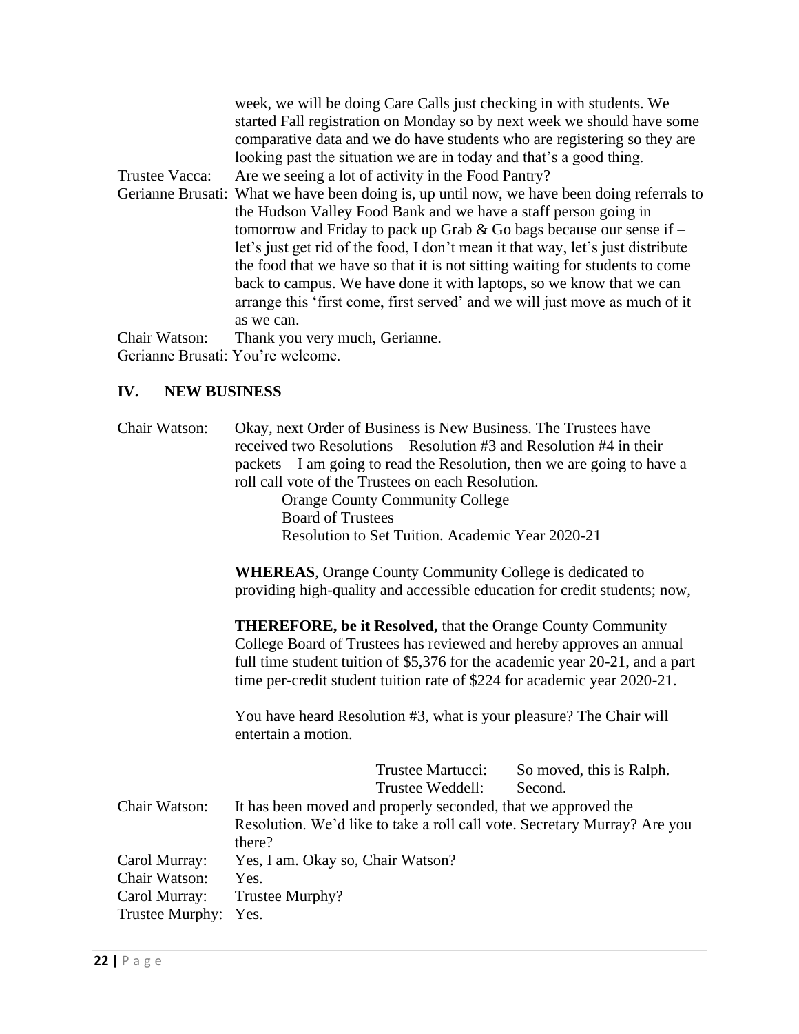week, we will be doing Care Calls just checking in with students. We started Fall registration on Monday so by next week we should have some comparative data and we do have students who are registering so they are looking past the situation we are in today and that's a good thing.

Trustee Vacca: Are we seeing a lot of activity in the Food Pantry?

Gerianne Brusati: What we have been doing is, up until now, we have been doing referrals to the Hudson Valley Food Bank and we have a staff person going in tomorrow and Friday to pack up Grab & Go bags because our sense if – let's just get rid of the food, I don't mean it that way, let's just distribute the food that we have so that it is not sitting waiting for students to come back to campus. We have done it with laptops, so we know that we can arrange this 'first come, first served' and we will just move as much of it as we can.

Chair Watson: Thank you very much, Gerianne.

Gerianne Brusati: You're welcome.

## IV. NEW BUSINESS

Chair Watson: Okay, next Order of Business is New Business. The Trustees have received two Resolutions – Resolution #3 and Resolution #4 in their packets – I am going to read the Resolution, then we are going to have a roll call vote of the Trustees on each Resolution.

Orange County Community College
Board of Trustees
Resolution to Set Tuition. Academic Year 2020-21

**WHEREAS**, Orange County Community College is dedicated to providing high-quality and accessible education for credit students; now,

**THEREFORE, be it Resolved,** that the Orange County Community College Board of Trustees has reviewed and hereby approves an annual full time student tuition of $5,376 for the academic year 20-21, and a part time per-credit student tuition rate of $224 for academic year 2020-21.

You have heard Resolution #3, what is your pleasure? The Chair will entertain a motion.

Trustee Martucci: So moved, this is Ralph.
Trustee Weddell: Second.

Chair Watson: It has been moved and properly seconded, that we approved the Resolution. We'd like to take a roll call vote. Secretary Murray? Are you there?

Carol Murray: Yes, I am. Okay so, Chair Watson?

Chair Watson: Yes.

Carol Murray: Trustee Murphy?

Trustee Murphy: Yes.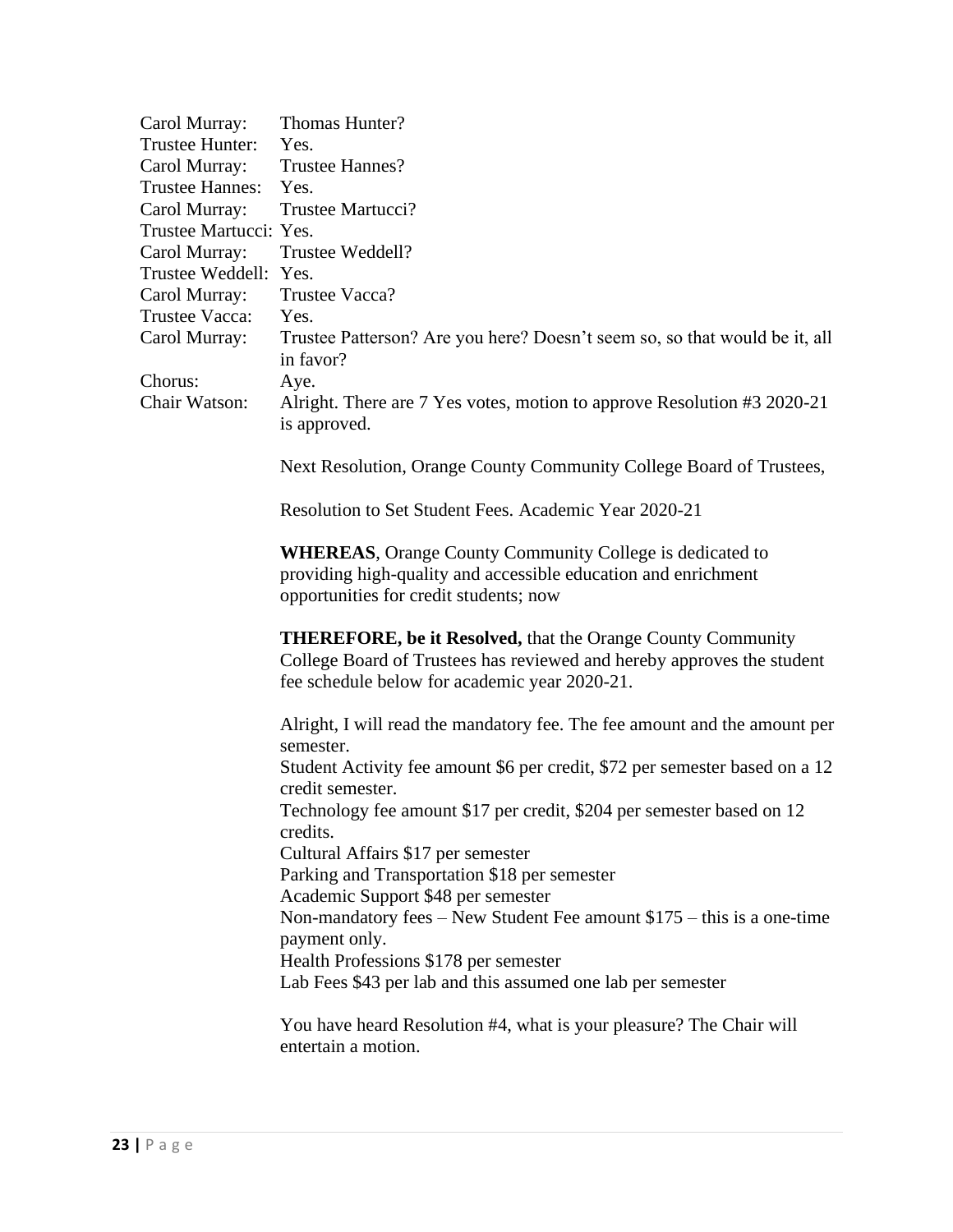Carol Murray: Thomas Hunter?
Trustee Hunter: Yes.
Carol Murray: Trustee Hannes?
Trustee Hannes: Yes.
Carol Murray: Trustee Martucci?
Trustee Martucci: Yes.
Carol Murray: Trustee Weddell?
Trustee Weddell: Yes.
Carol Murray: Trustee Vacca?
Trustee Vacca: Yes.
Carol Murray: Trustee Patterson? Are you here? Doesn't seem so, so that would be it, all in favor?
Chorus: Aye.
Chair Watson: Alright. There are 7 Yes votes, motion to approve Resolution #3 2020-21 is approved.

Next Resolution, Orange County Community College Board of Trustees,

Resolution to Set Student Fees. Academic Year 2020-21

**WHEREAS**, Orange County Community College is dedicated to providing high-quality and accessible education and enrichment opportunities for credit students; now

**THEREFORE, be it Resolved,** that the Orange County Community College Board of Trustees has reviewed and hereby approves the student fee schedule below for academic year 2020-21.

Alright, I will read the mandatory fee. The fee amount and the amount per semester.
Student Activity fee amount $6 per credit, $72 per semester based on a 12 credit semester.
Technology fee amount $17 per credit, $204 per semester based on 12 credits.
Cultural Affairs $17 per semester
Parking and Transportation $18 per semester
Academic Support $48 per semester
Non-mandatory fees – New Student Fee amount $175 – this is a one-time payment only.
Health Professions $178 per semester
Lab Fees $43 per lab and this assumed one lab per semester

You have heard Resolution #4, what is your pleasure? The Chair will entertain a motion.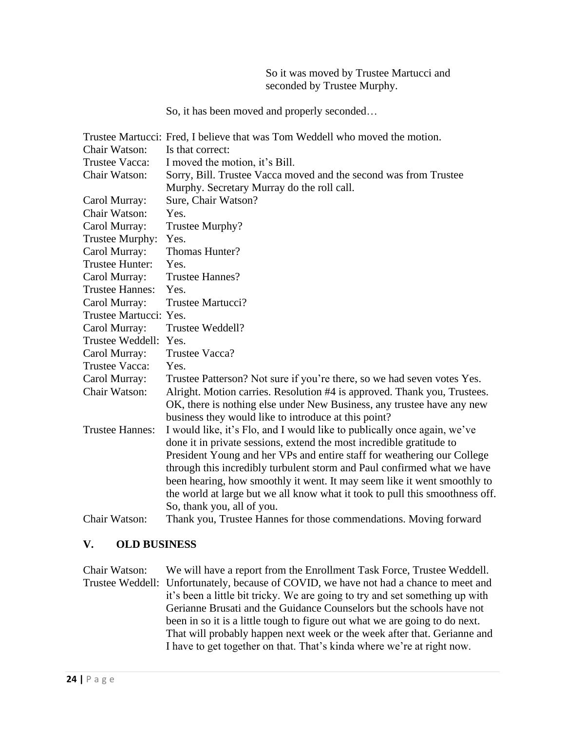So it was moved by Trustee Martucci and seconded by Trustee Murphy.

So, it has been moved and properly seconded…

Trustee Martucci: Fred, I believe that was Tom Weddell who moved the motion.
Chair Watson: Is that correct:
Trustee Vacca: I moved the motion, it's Bill.
Chair Watson: Sorry, Bill. Trustee Vacca moved and the second was from Trustee Murphy. Secretary Murray do the roll call.
Carol Murray: Sure, Chair Watson?
Chair Watson: Yes.
Carol Murray: Trustee Murphy?
Trustee Murphy: Yes.
Carol Murray: Thomas Hunter?
Trustee Hunter: Yes.
Carol Murray: Trustee Hannes?
Trustee Hannes: Yes.
Carol Murray: Trustee Martucci?
Trustee Martucci: Yes.
Carol Murray: Trustee Weddell?
Trustee Weddell: Yes.
Carol Murray: Trustee Vacca?
Trustee Vacca: Yes.
Carol Murray: Trustee Patterson? Not sure if you're there, so we had seven votes Yes.
Chair Watson: Alright. Motion carries. Resolution #4 is approved. Thank you, Trustees. OK, there is nothing else under New Business, any trustee have any new business they would like to introduce at this point?
Trustee Hannes: I would like, it's Flo, and I would like to publically once again, we've done it in private sessions, extend the most incredible gratitude to President Young and her VPs and entire staff for weathering our College through this incredibly turbulent storm and Paul confirmed what we have been hearing, how smoothly it went. It may seem like it went smoothly to the world at large but we all know what it took to pull this smoothness off. So, thank you, all of you.
Chair Watson: Thank you, Trustee Hannes for those commendations. Moving forward

## V. OLD BUSINESS

Chair Watson: We will have a report from the Enrollment Task Force, Trustee Weddell.
Trustee Weddell: Unfortunately, because of COVID, we have not had a chance to meet and it's been a little bit tricky. We are going to try and set something up with Gerianne Brusati and the Guidance Counselors but the schools have not been in so it is a little tough to figure out what we are going to do next. That will probably happen next week or the week after that. Gerianne and I have to get together on that. That's kinda where we're at right now.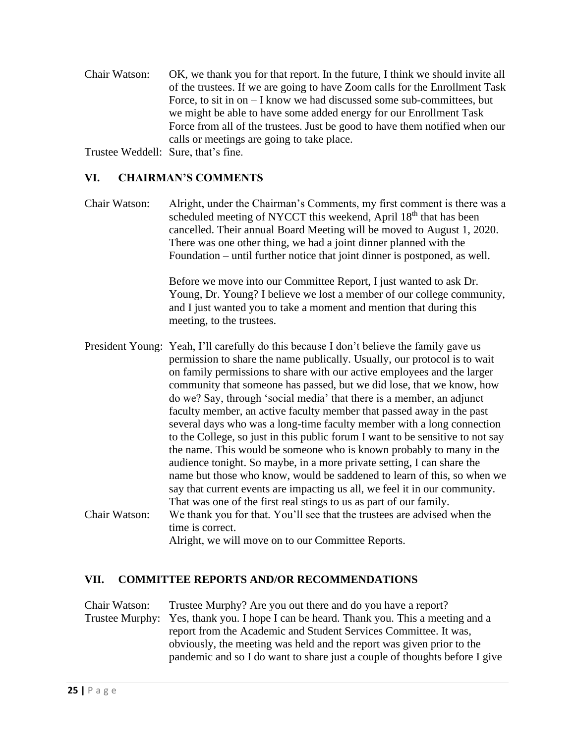Chair Watson: OK, we thank you for that report. In the future, I think we should invite all of the trustees. If we are going to have Zoom calls for the Enrollment Task Force, to sit in on – I know we had discussed some sub-committees, but we might be able to have some added energy for our Enrollment Task Force from all of the trustees. Just be good to have them notified when our calls or meetings are going to take place.

Trustee Weddell: Sure, that's fine.

## VI. CHAIRMAN'S COMMENTS

Chair Watson: Alright, under the Chairman's Comments, my first comment is there was a scheduled meeting of NYCCT this weekend, April 18th that has been cancelled. Their annual Board Meeting will be moved to August 1, 2020. There was one other thing, we had a joint dinner planned with the Foundation – until further notice that joint dinner is postponed, as well.

Before we move into our Committee Report, I just wanted to ask Dr. Young, Dr. Young? I believe we lost a member of our college community, and I just wanted you to take a moment and mention that during this meeting, to the trustees.

President Young: Yeah, I'll carefully do this because I don't believe the family gave us permission to share the name publically. Usually, our protocol is to wait on family permissions to share with our active employees and the larger community that someone has passed, but we did lose, that we know, how do we? Say, through 'social media' that there is a member, an adjunct faculty member, an active faculty member that passed away in the past several days who was a long-time faculty member with a long connection to the College, so just in this public forum I want to be sensitive to not say the name. This would be someone who is known probably to many in the audience tonight. So maybe, in a more private setting, I can share the name but those who know, would be saddened to learn of this, so when we say that current events are impacting us all, we feel it in our community. That was one of the first real stings to us as part of our family.

Chair Watson: We thank you for that. You'll see that the trustees are advised when the time is correct.
Alright, we will move on to our Committee Reports.

## VII. COMMITTEE REPORTS AND/OR RECOMMENDATIONS

Chair Watson: Trustee Murphy? Are you out there and do you have a report?

Trustee Murphy: Yes, thank you. I hope I can be heard. Thank you. This a meeting and a report from the Academic and Student Services Committee. It was, obviously, the meeting was held and the report was given prior to the pandemic and so I do want to share just a couple of thoughts before I give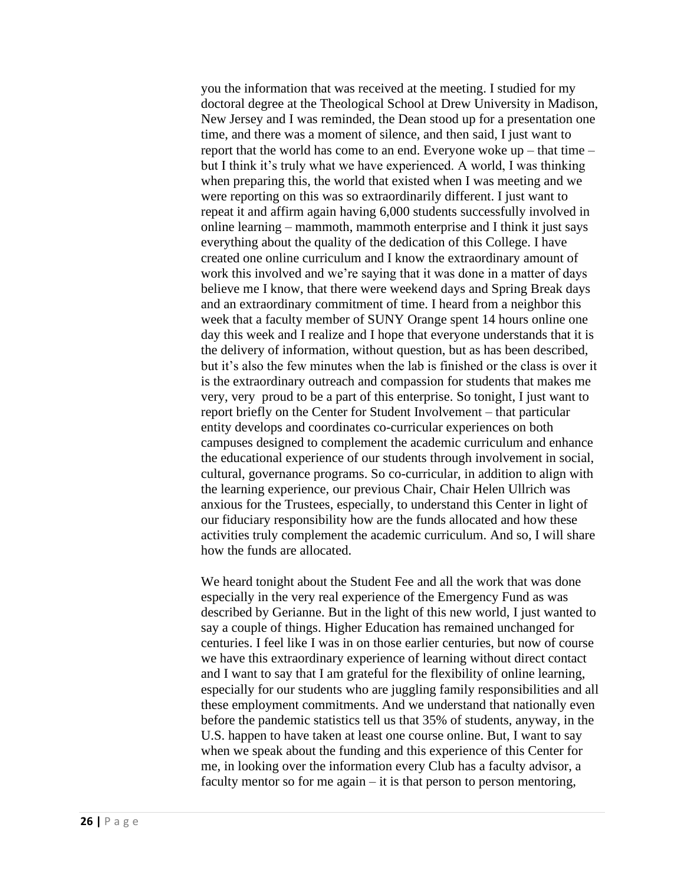you the information that was received at the meeting. I studied for my doctoral degree at the Theological School at Drew University in Madison, New Jersey and I was reminded, the Dean stood up for a presentation one time, and there was a moment of silence, and then said, I just want to report that the world has come to an end. Everyone woke up – that time – but I think it's truly what we have experienced. A world, I was thinking when preparing this, the world that existed when I was meeting and we were reporting on this was so extraordinarily different. I just want to repeat it and affirm again having 6,000 students successfully involved in online learning – mammoth, mammoth enterprise and I think it just says everything about the quality of the dedication of this College. I have created one online curriculum and I know the extraordinary amount of work this involved and we're saying that it was done in a matter of days believe me I know, that there were weekend days and Spring Break days and an extraordinary commitment of time. I heard from a neighbor this week that a faculty member of SUNY Orange spent 14 hours online one day this week and I realize and I hope that everyone understands that it is the delivery of information, without question, but as has been described, but it's also the few minutes when the lab is finished or the class is over it is the extraordinary outreach and compassion for students that makes me very, very proud to be a part of this enterprise. So tonight, I just want to report briefly on the Center for Student Involvement – that particular entity develops and coordinates co-curricular experiences on both campuses designed to complement the academic curriculum and enhance the educational experience of our students through involvement in social, cultural, governance programs. So co-curricular, in addition to align with the learning experience, our previous Chair, Chair Helen Ullrich was anxious for the Trustees, especially, to understand this Center in light of our fiduciary responsibility how are the funds allocated and how these activities truly complement the academic curriculum. And so, I will share how the funds are allocated.

We heard tonight about the Student Fee and all the work that was done especially in the very real experience of the Emergency Fund as was described by Gerianne. But in the light of this new world, I just wanted to say a couple of things. Higher Education has remained unchanged for centuries. I feel like I was in on those earlier centuries, but now of course we have this extraordinary experience of learning without direct contact and I want to say that I am grateful for the flexibility of online learning, especially for our students who are juggling family responsibilities and all these employment commitments. And we understand that nationally even before the pandemic statistics tell us that 35% of students, anyway, in the U.S. happen to have taken at least one course online. But, I want to say when we speak about the funding and this experience of this Center for me, in looking over the information every Club has a faculty advisor, a faculty mentor so for me again – it is that person to person mentoring,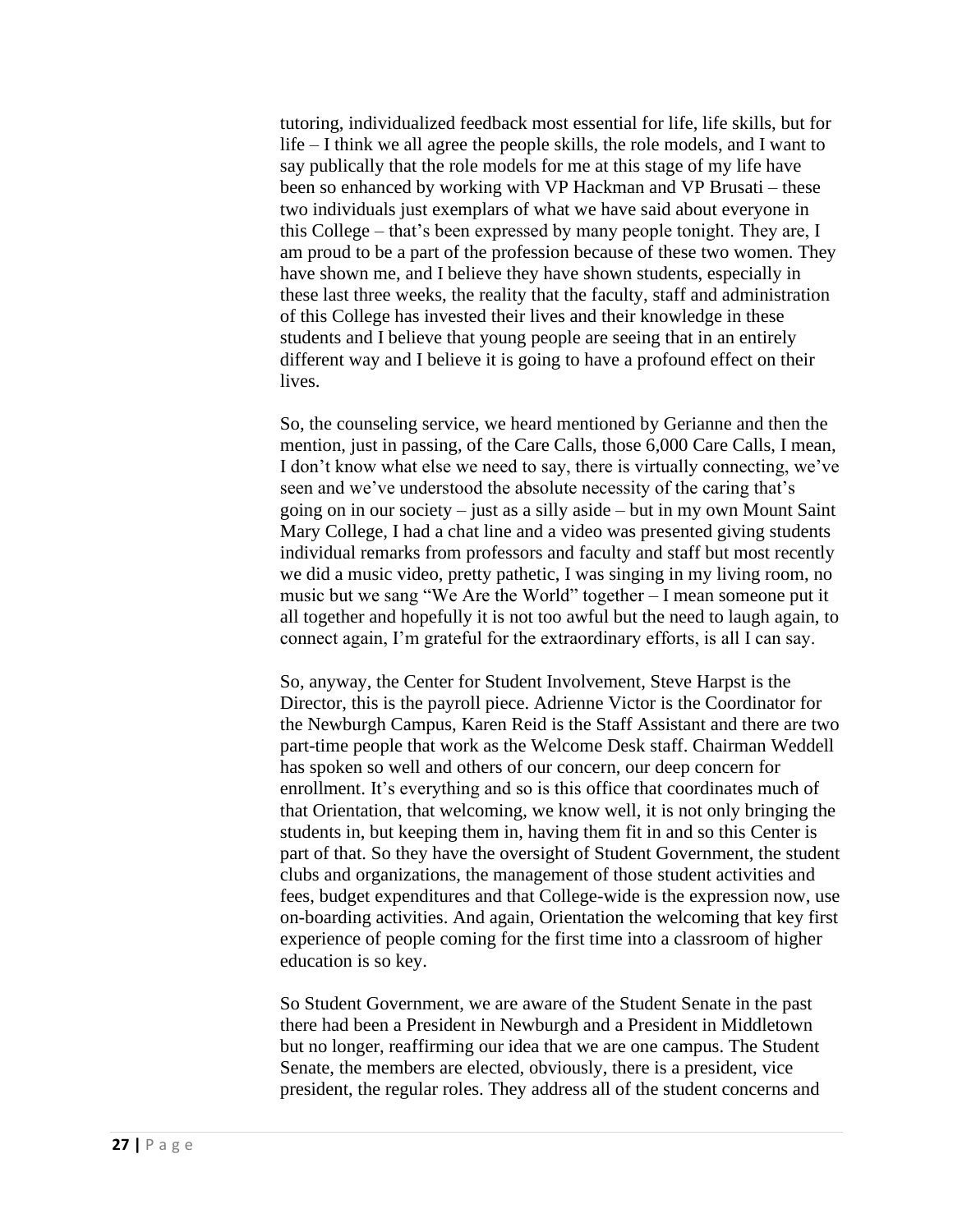tutoring, individualized feedback most essential for life, life skills, but for life – I think we all agree the people skills, the role models, and I want to say publically that the role models for me at this stage of my life have been so enhanced by working with VP Hackman and VP Brusati – these two individuals just exemplars of what we have said about everyone in this College – that's been expressed by many people tonight. They are, I am proud to be a part of the profession because of these two women. They have shown me, and I believe they have shown students, especially in these last three weeks, the reality that the faculty, staff and administration of this College has invested their lives and their knowledge in these students and I believe that young people are seeing that in an entirely different way and I believe it is going to have a profound effect on their lives.

So, the counseling service, we heard mentioned by Gerianne and then the mention, just in passing, of the Care Calls, those 6,000 Care Calls, I mean, I don't know what else we need to say, there is virtually connecting, we've seen and we've understood the absolute necessity of the caring that's going on in our society – just as a silly aside – but in my own Mount Saint Mary College, I had a chat line and a video was presented giving students individual remarks from professors and faculty and staff but most recently we did a music video, pretty pathetic, I was singing in my living room, no music but we sang "We Are the World" together – I mean someone put it all together and hopefully it is not too awful but the need to laugh again, to connect again, I'm grateful for the extraordinary efforts, is all I can say.

So, anyway, the Center for Student Involvement, Steve Harpst is the Director, this is the payroll piece. Adrienne Victor is the Coordinator for the Newburgh Campus, Karen Reid is the Staff Assistant and there are two part-time people that work as the Welcome Desk staff. Chairman Weddell has spoken so well and others of our concern, our deep concern for enrollment. It's everything and so is this office that coordinates much of that Orientation, that welcoming, we know well, it is not only bringing the students in, but keeping them in, having them fit in and so this Center is part of that. So they have the oversight of Student Government, the student clubs and organizations, the management of those student activities and fees, budget expenditures and that College-wide is the expression now, use on-boarding activities. And again, Orientation the welcoming that key first experience of people coming for the first time into a classroom of higher education is so key.

So Student Government, we are aware of the Student Senate in the past there had been a President in Newburgh and a President in Middletown but no longer, reaffirming our idea that we are one campus. The Student Senate, the members are elected, obviously, there is a president, vice president, the regular roles. They address all of the student concerns and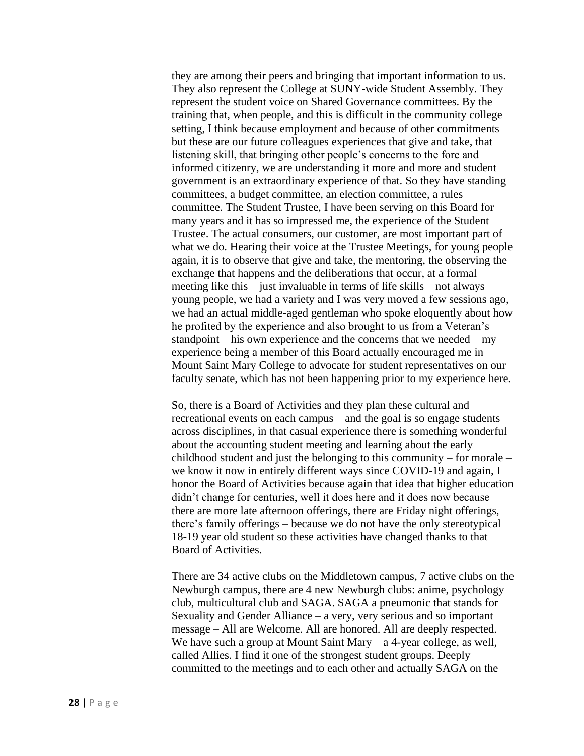they are among their peers and bringing that important information to us. They also represent the College at SUNY-wide Student Assembly. They represent the student voice on Shared Governance committees. By the training that, when people, and this is difficult in the community college setting, I think because employment and because of other commitments but these are our future colleagues experiences that give and take, that listening skill, that bringing other people's concerns to the fore and informed citizenry, we are understanding it more and more and student government is an extraordinary experience of that. So they have standing committees, a budget committee, an election committee, a rules committee. The Student Trustee, I have been serving on this Board for many years and it has so impressed me, the experience of the Student Trustee. The actual consumers, our customer, are most important part of what we do. Hearing their voice at the Trustee Meetings, for young people again, it is to observe that give and take, the mentoring, the observing the exchange that happens and the deliberations that occur, at a formal meeting like this – just invaluable in terms of life skills – not always young people, we had a variety and I was very moved a few sessions ago, we had an actual middle-aged gentleman who spoke eloquently about how he profited by the experience and also brought to us from a Veteran's standpoint – his own experience and the concerns that we needed – my experience being a member of this Board actually encouraged me in Mount Saint Mary College to advocate for student representatives on our faculty senate, which has not been happening prior to my experience here.

So, there is a Board of Activities and they plan these cultural and recreational events on each campus – and the goal is so engage students across disciplines, in that casual experience there is something wonderful about the accounting student meeting and learning about the early childhood student and just the belonging to this community – for morale – we know it now in entirely different ways since COVID-19 and again, I honor the Board of Activities because again that idea that higher education didn't change for centuries, well it does here and it does now because there are more late afternoon offerings, there are Friday night offerings, there's family offerings – because we do not have the only stereotypical 18-19 year old student so these activities have changed thanks to that Board of Activities.

There are 34 active clubs on the Middletown campus, 7 active clubs on the Newburgh campus, there are 4 new Newburgh clubs: anime, psychology club, multicultural club and SAGA. SAGA a pneumonic that stands for Sexuality and Gender Alliance – a very, very serious and so important message – All are Welcome. All are honored. All are deeply respected. We have such a group at Mount Saint Mary – a 4-year college, as well, called Allies. I find it one of the strongest student groups. Deeply committed to the meetings and to each other and actually SAGA on the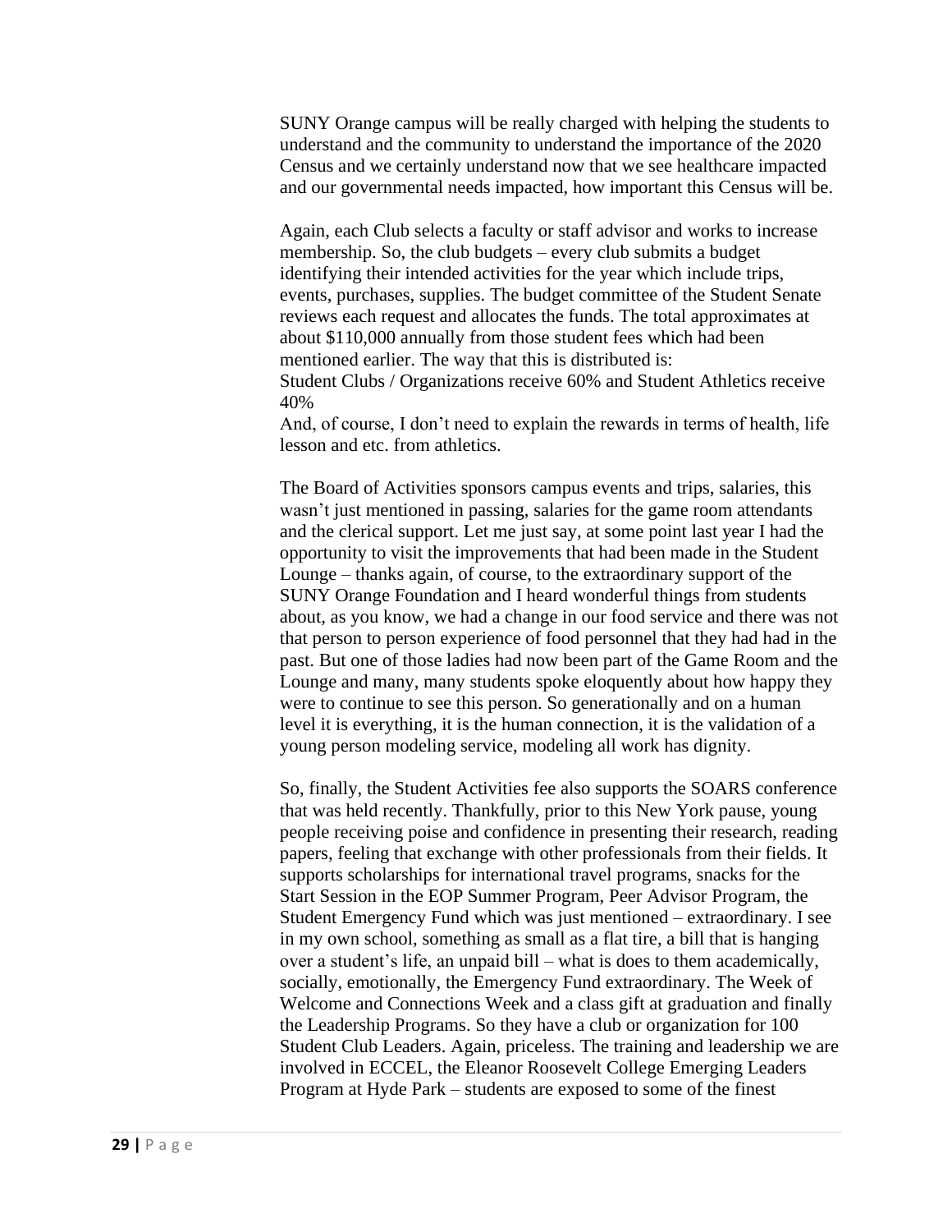SUNY Orange campus will be really charged with helping the students to understand and the community to understand the importance of the 2020 Census and we certainly understand now that we see healthcare impacted and our governmental needs impacted, how important this Census will be.

Again, each Club selects a faculty or staff advisor and works to increase membership. So, the club budgets – every club submits a budget identifying their intended activities for the year which include trips, events, purchases, supplies. The budget committee of the Student Senate reviews each request and allocates the funds. The total approximates at about $110,000 annually from those student fees which had been mentioned earlier. The way that this is distributed is:
Student Clubs / Organizations receive 60% and Student Athletics receive 40%
And, of course, I don't need to explain the rewards in terms of health, life lesson and etc. from athletics.

The Board of Activities sponsors campus events and trips, salaries, this wasn't just mentioned in passing, salaries for the game room attendants and the clerical support. Let me just say, at some point last year I had the opportunity to visit the improvements that had been made in the Student Lounge – thanks again, of course, to the extraordinary support of the SUNY Orange Foundation and I heard wonderful things from students about, as you know, we had a change in our food service and there was not that person to person experience of food personnel that they had had in the past. But one of those ladies had now been part of the Game Room and the Lounge and many, many students spoke eloquently about how happy they were to continue to see this person. So generationally and on a human level it is everything, it is the human connection, it is the validation of a young person modeling service, modeling all work has dignity.

So, finally, the Student Activities fee also supports the SOARS conference that was held recently. Thankfully, prior to this New York pause, young people receiving poise and confidence in presenting their research, reading papers, feeling that exchange with other professionals from their fields. It supports scholarships for international travel programs, snacks for the Start Session in the EOP Summer Program, Peer Advisor Program, the Student Emergency Fund which was just mentioned – extraordinary. I see in my own school, something as small as a flat tire, a bill that is hanging over a student's life, an unpaid bill – what is does to them academically, socially, emotionally, the Emergency Fund extraordinary. The Week of Welcome and Connections Week and a class gift at graduation and finally the Leadership Programs. So they have a club or organization for 100 Student Club Leaders. Again, priceless. The training and leadership we are involved in ECCEL, the Eleanor Roosevelt College Emerging Leaders Program at Hyde Park – students are exposed to some of the finest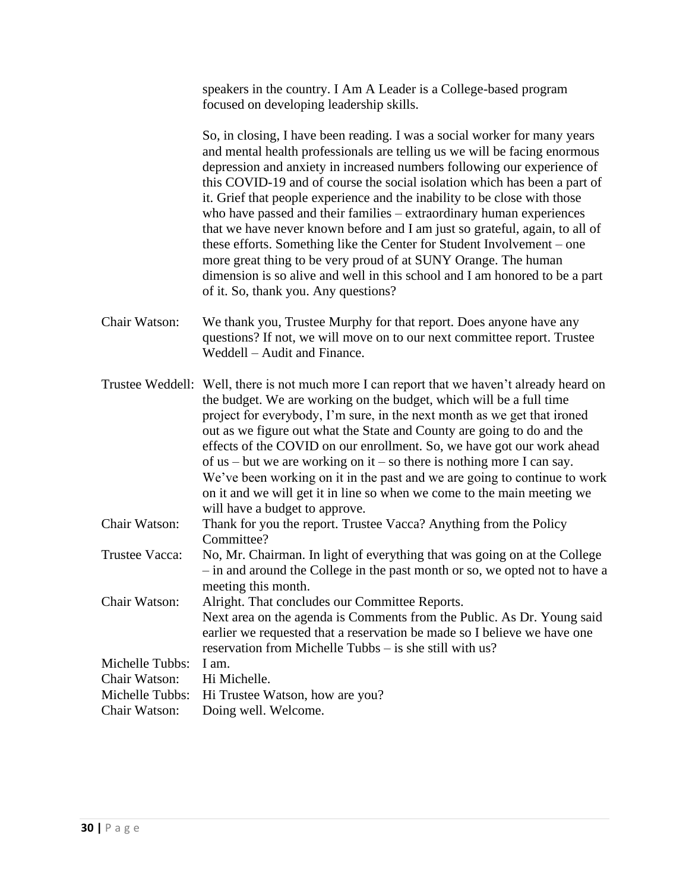speakers in the country. I Am A Leader is a College-based program focused on developing leadership skills.

So, in closing, I have been reading. I was a social worker for many years and mental health professionals are telling us we will be facing enormous depression and anxiety in increased numbers following our experience of this COVID-19 and of course the social isolation which has been a part of it. Grief that people experience and the inability to be close with those who have passed and their families – extraordinary human experiences that we have never known before and I am just so grateful, again, to all of these efforts. Something like the Center for Student Involvement – one more great thing to be very proud of at SUNY Orange. The human dimension is so alive and well in this school and I am honored to be a part of it. So, thank you. Any questions?

Chair Watson: We thank you, Trustee Murphy for that report. Does anyone have any questions? If not, we will move on to our next committee report. Trustee Weddell – Audit and Finance.

Trustee Weddell: Well, there is not much more I can report that we haven't already heard on the budget. We are working on the budget, which will be a full time project for everybody, I'm sure, in the next month as we get that ironed out as we figure out what the State and County are going to do and the effects of the COVID on our enrollment. So, we have got our work ahead of us – but we are working on it – so there is nothing more I can say. We've been working on it in the past and we are going to continue to work on it and we will get it in line so when we come to the main meeting we will have a budget to approve.

Chair Watson: Thank for you the report. Trustee Vacca? Anything from the Policy Committee?

Trustee Vacca: No, Mr. Chairman. In light of everything that was going on at the College – in and around the College in the past month or so, we opted not to have a meeting this month.

Chair Watson: Alright. That concludes our Committee Reports.
Next area on the agenda is Comments from the Public. As Dr. Young said earlier we requested that a reservation be made so I believe we have one reservation from Michelle Tubbs – is she still with us?

Michelle Tubbs: I am.

Chair Watson: Hi Michelle.

Michelle Tubbs: Hi Trustee Watson, how are you?

Chair Watson: Doing well. Welcome.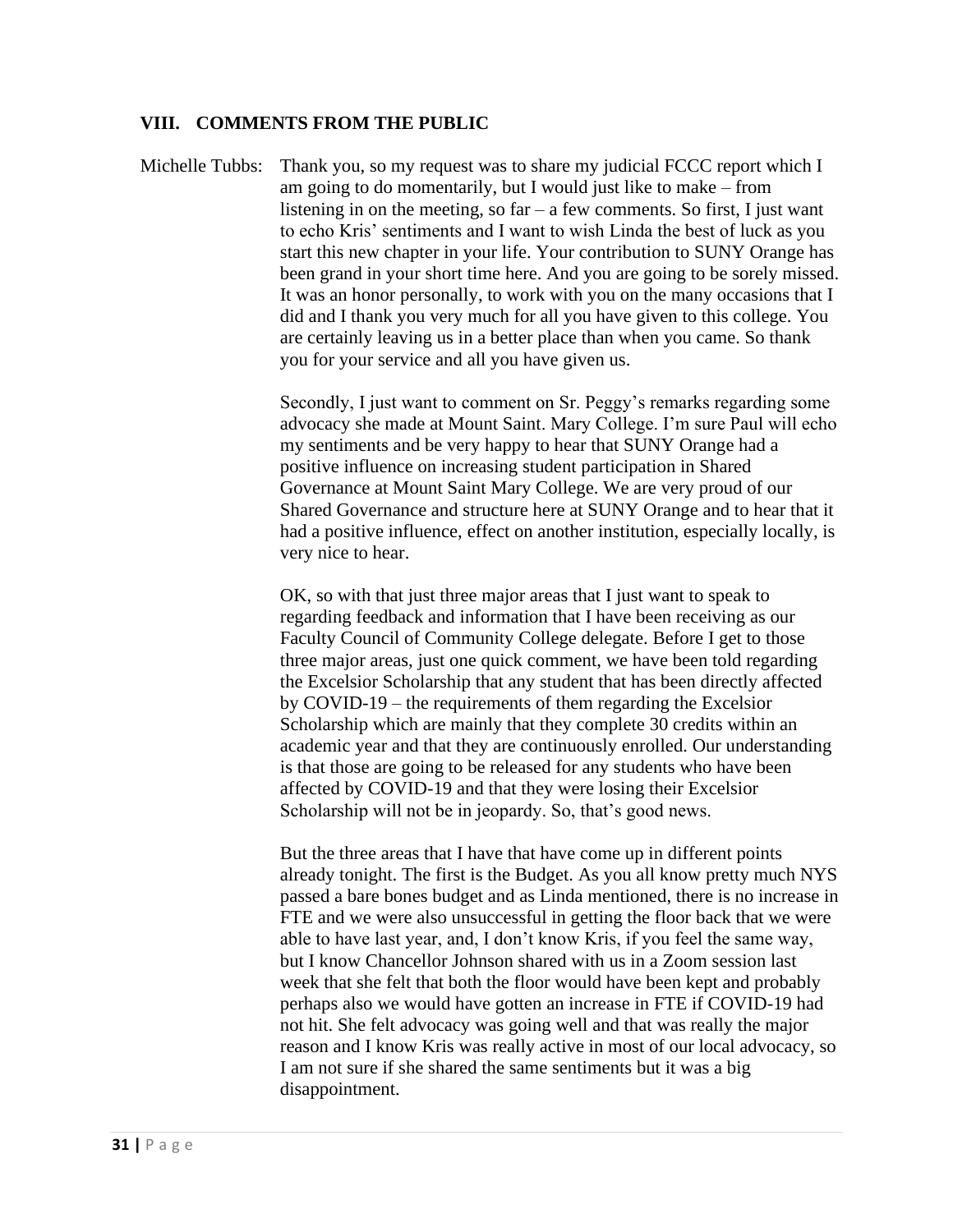## VIII. COMMENTS FROM THE PUBLIC

Michelle Tubbs: Thank you, so my request was to share my judicial FCCC report which I am going to do momentarily, but I would just like to make – from listening in on the meeting, so far – a few comments. So first, I just want to echo Kris' sentiments and I want to wish Linda the best of luck as you start this new chapter in your life. Your contribution to SUNY Orange has been grand in your short time here. And you are going to be sorely missed. It was an honor personally, to work with you on the many occasions that I did and I thank you very much for all you have given to this college. You are certainly leaving us in a better place than when you came. So thank you for your service and all you have given us.

Secondly, I just want to comment on Sr. Peggy's remarks regarding some advocacy she made at Mount Saint. Mary College. I'm sure Paul will echo my sentiments and be very happy to hear that SUNY Orange had a positive influence on increasing student participation in Shared Governance at Mount Saint Mary College. We are very proud of our Shared Governance and structure here at SUNY Orange and to hear that it had a positive influence, effect on another institution, especially locally, is very nice to hear.

OK, so with that just three major areas that I just want to speak to regarding feedback and information that I have been receiving as our Faculty Council of Community College delegate. Before I get to those three major areas, just one quick comment, we have been told regarding the Excelsior Scholarship that any student that has been directly affected by COVID-19 – the requirements of them regarding the Excelsior Scholarship which are mainly that they complete 30 credits within an academic year and that they are continuously enrolled. Our understanding is that those are going to be released for any students who have been affected by COVID-19 and that they were losing their Excelsior Scholarship will not be in jeopardy. So, that's good news.

But the three areas that I have that have come up in different points already tonight. The first is the Budget. As you all know pretty much NYS passed a bare bones budget and as Linda mentioned, there is no increase in FTE and we were also unsuccessful in getting the floor back that we were able to have last year, and, I don't know Kris, if you feel the same way, but I know Chancellor Johnson shared with us in a Zoom session last week that she felt that both the floor would have been kept and probably perhaps also we would have gotten an increase in FTE if COVID-19 had not hit. She felt advocacy was going well and that was really the major reason and I know Kris was really active in most of our local advocacy, so I am not sure if she shared the same sentiments but it was a big disappointment.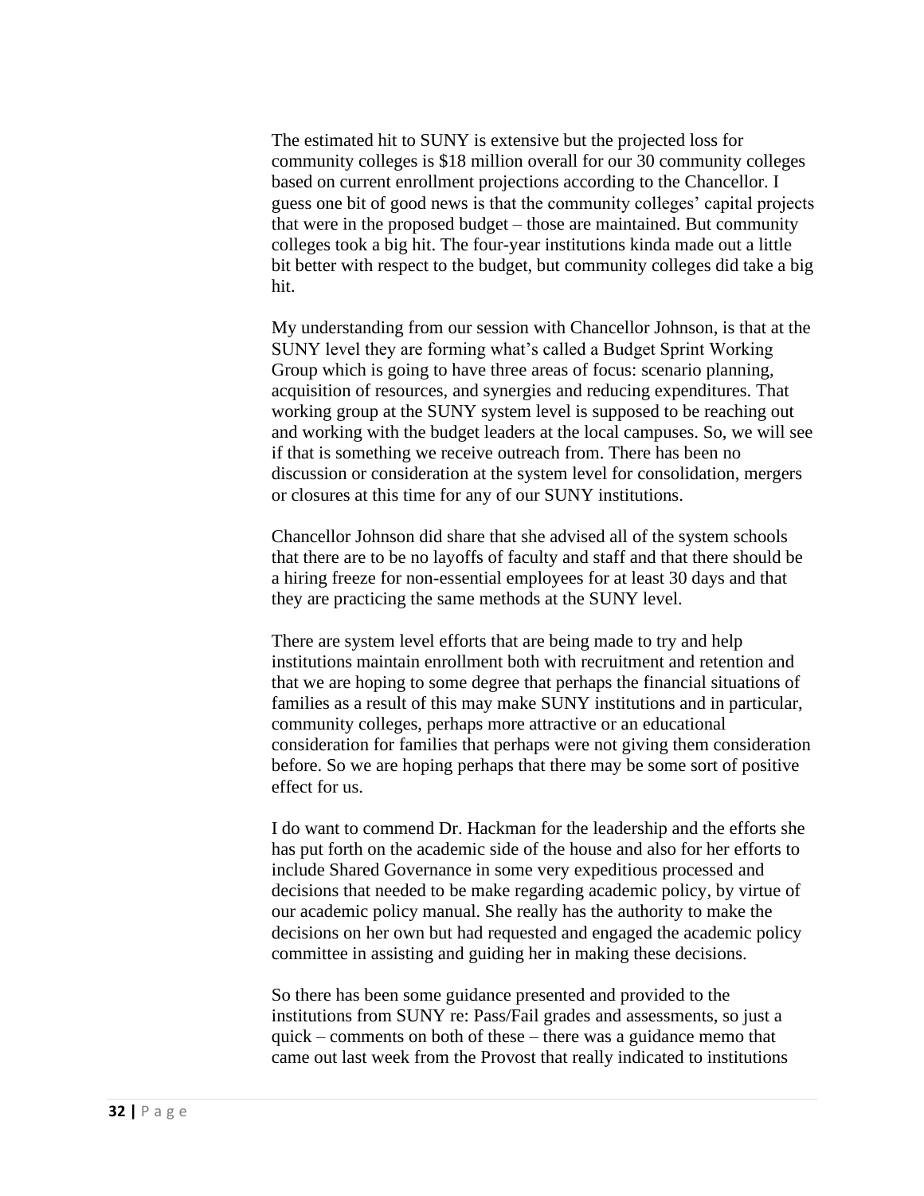The estimated hit to SUNY is extensive but the projected loss for community colleges is $18 million overall for our 30 community colleges based on current enrollment projections according to the Chancellor. I guess one bit of good news is that the community colleges' capital projects that were in the proposed budget – those are maintained. But community colleges took a big hit. The four-year institutions kinda made out a little bit better with respect to the budget, but community colleges did take a big hit.

My understanding from our session with Chancellor Johnson, is that at the SUNY level they are forming what's called a Budget Sprint Working Group which is going to have three areas of focus: scenario planning, acquisition of resources, and synergies and reducing expenditures. That working group at the SUNY system level is supposed to be reaching out and working with the budget leaders at the local campuses. So, we will see if that is something we receive outreach from. There has been no discussion or consideration at the system level for consolidation, mergers or closures at this time for any of our SUNY institutions.

Chancellor Johnson did share that she advised all of the system schools that there are to be no layoffs of faculty and staff and that there should be a hiring freeze for non-essential employees for at least 30 days and that they are practicing the same methods at the SUNY level.

There are system level efforts that are being made to try and help institutions maintain enrollment both with recruitment and retention and that we are hoping to some degree that perhaps the financial situations of families as a result of this may make SUNY institutions and in particular, community colleges, perhaps more attractive or an educational consideration for families that perhaps were not giving them consideration before. So we are hoping perhaps that there may be some sort of positive effect for us.

I do want to commend Dr. Hackman for the leadership and the efforts she has put forth on the academic side of the house and also for her efforts to include Shared Governance in some very expeditious processed and decisions that needed to be make regarding academic policy, by virtue of our academic policy manual. She really has the authority to make the decisions on her own but had requested and engaged the academic policy committee in assisting and guiding her in making these decisions.

So there has been some guidance presented and provided to the institutions from SUNY re: Pass/Fail grades and assessments, so just a quick – comments on both of these – there was a guidance memo that came out last week from the Provost that really indicated to institutions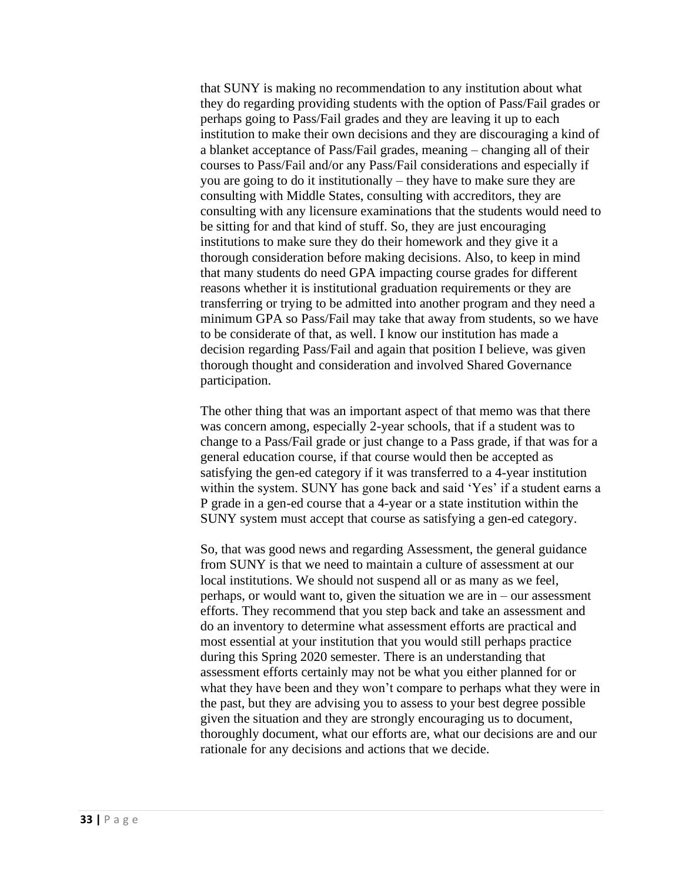that SUNY is making no recommendation to any institution about what they do regarding providing students with the option of Pass/Fail grades or perhaps going to Pass/Fail grades and they are leaving it up to each institution to make their own decisions and they are discouraging a kind of a blanket acceptance of Pass/Fail grades, meaning – changing all of their courses to Pass/Fail and/or any Pass/Fail considerations and especially if you are going to do it institutionally – they have to make sure they are consulting with Middle States, consulting with accreditors, they are consulting with any licensure examinations that the students would need to be sitting for and that kind of stuff. So, they are just encouraging institutions to make sure they do their homework and they give it a thorough consideration before making decisions. Also, to keep in mind that many students do need GPA impacting course grades for different reasons whether it is institutional graduation requirements or they are transferring or trying to be admitted into another program and they need a minimum GPA so Pass/Fail may take that away from students, so we have to be considerate of that, as well. I know our institution has made a decision regarding Pass/Fail and again that position I believe, was given thorough thought and consideration and involved Shared Governance participation.

The other thing that was an important aspect of that memo was that there was concern among, especially 2-year schools, that if a student was to change to a Pass/Fail grade or just change to a Pass grade, if that was for a general education course, if that course would then be accepted as satisfying the gen-ed category if it was transferred to a 4-year institution within the system. SUNY has gone back and said 'Yes' if a student earns a P grade in a gen-ed course that a 4-year or a state institution within the SUNY system must accept that course as satisfying a gen-ed category.

So, that was good news and regarding Assessment, the general guidance from SUNY is that we need to maintain a culture of assessment at our local institutions. We should not suspend all or as many as we feel, perhaps, or would want to, given the situation we are in – our assessment efforts. They recommend that you step back and take an assessment and do an inventory to determine what assessment efforts are practical and most essential at your institution that you would still perhaps practice during this Spring 2020 semester. There is an understanding that assessment efforts certainly may not be what you either planned for or what they have been and they won't compare to perhaps what they were in the past, but they are advising you to assess to your best degree possible given the situation and they are strongly encouraging us to document, thoroughly document, what our efforts are, what our decisions are and our rationale for any decisions and actions that we decide.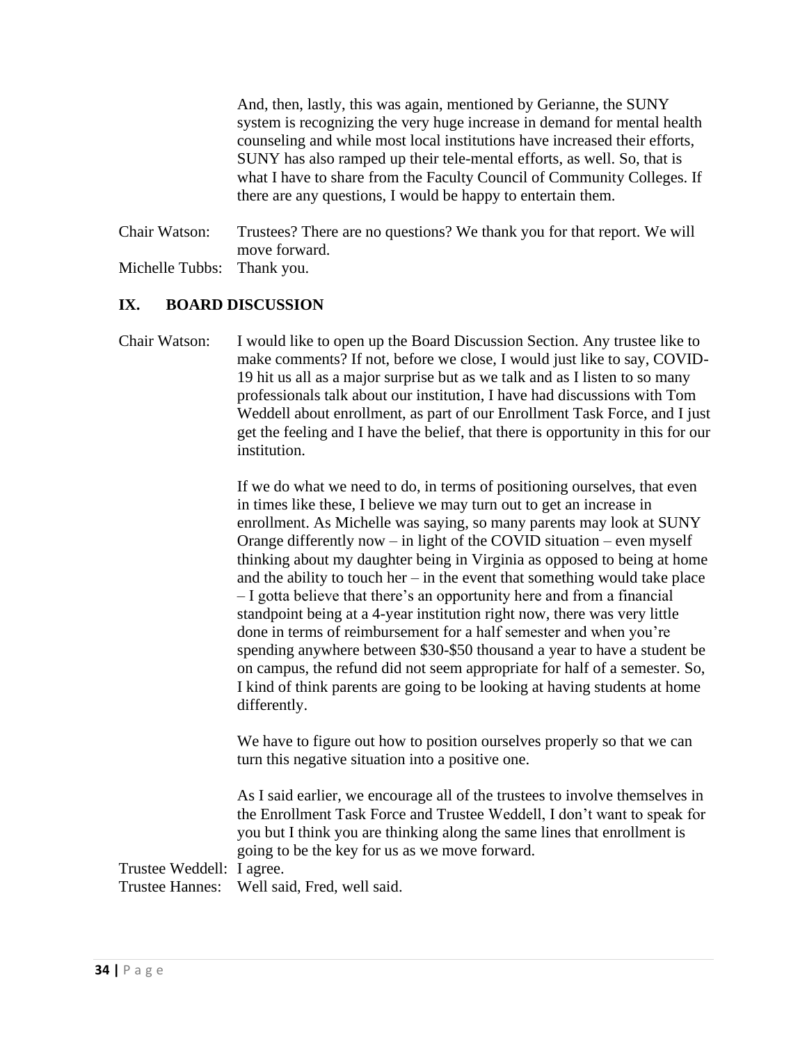And, then, lastly, this was again, mentioned by Gerianne, the SUNY system is recognizing the very huge increase in demand for mental health counseling and while most local institutions have increased their efforts, SUNY has also ramped up their tele-mental efforts, as well. So, that is what I have to share from the Faculty Council of Community Colleges. If there are any questions, I would be happy to entertain them.

Chair Watson: Trustees? There are no questions? We thank you for that report. We will move forward.

Michelle Tubbs: Thank you.

## IX. BOARD DISCUSSION

Chair Watson: I would like to open up the Board Discussion Section. Any trustee like to make comments? If not, before we close, I would just like to say, COVID-19 hit us all as a major surprise but as we talk and as I listen to so many professionals talk about our institution, I have had discussions with Tom Weddell about enrollment, as part of our Enrollment Task Force, and I just get the feeling and I have the belief, that there is opportunity in this for our institution.

If we do what we need to do, in terms of positioning ourselves, that even in times like these, I believe we may turn out to get an increase in enrollment. As Michelle was saying, so many parents may look at SUNY Orange differently now – in light of the COVID situation – even myself thinking about my daughter being in Virginia as opposed to being at home and the ability to touch her – in the event that something would take place – I gotta believe that there's an opportunity here and from a financial standpoint being at a 4-year institution right now, there was very little done in terms of reimbursement for a half semester and when you're spending anywhere between $30-$50 thousand a year to have a student be on campus, the refund did not seem appropriate for half of a semester. So, I kind of think parents are going to be looking at having students at home differently.

We have to figure out how to position ourselves properly so that we can turn this negative situation into a positive one.

As I said earlier, we encourage all of the trustees to involve themselves in the Enrollment Task Force and Trustee Weddell, I don't want to speak for you but I think you are thinking along the same lines that enrollment is going to be the key for us as we move forward.

Trustee Weddell: I agree.

Trustee Hannes: Well said, Fred, well said.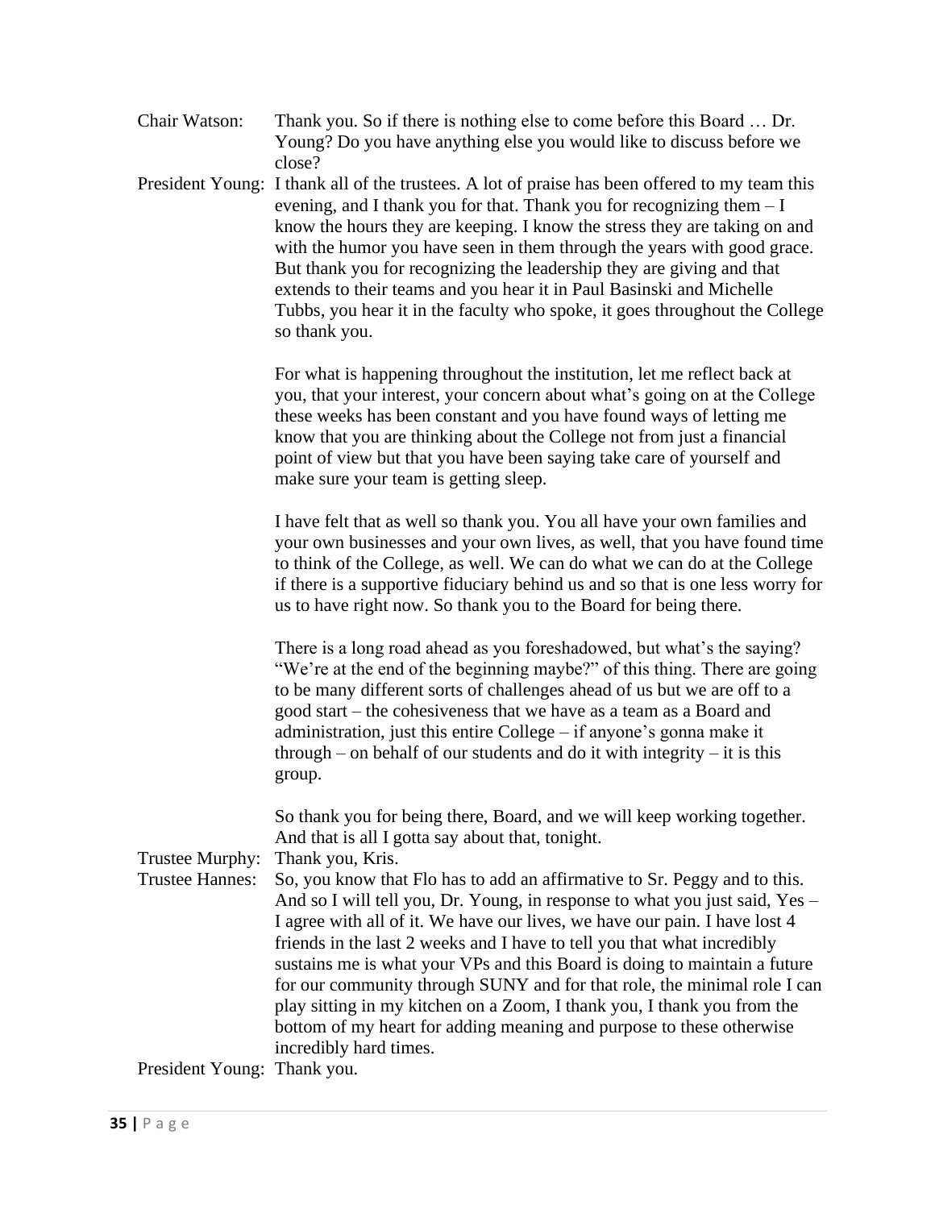Chair Watson: Thank you. So if there is nothing else to come before this Board … Dr. Young? Do you have anything else you would like to discuss before we close?

President Young: I thank all of the trustees. A lot of praise has been offered to my team this evening, and I thank you for that. Thank you for recognizing them – I know the hours they are keeping. I know the stress they are taking on and with the humor you have seen in them through the years with good grace. But thank you for recognizing the leadership they are giving and that extends to their teams and you hear it in Paul Basinski and Michelle Tubbs, you hear it in the faculty who spoke, it goes throughout the College so thank you.

For what is happening throughout the institution, let me reflect back at you, that your interest, your concern about what's going on at the College these weeks has been constant and you have found ways of letting me know that you are thinking about the College not from just a financial point of view but that you have been saying take care of yourself and make sure your team is getting sleep.

I have felt that as well so thank you. You all have your own families and your own businesses and your own lives, as well, that you have found time to think of the College, as well. We can do what we can do at the College if there is a supportive fiduciary behind us and so that is one less worry for us to have right now. So thank you to the Board for being there.

There is a long road ahead as you foreshadowed, but what's the saying? "We're at the end of the beginning maybe?" of this thing. There are going to be many different sorts of challenges ahead of us but we are off to a good start – the cohesiveness that we have as a team as a Board and administration, just this entire College – if anyone's gonna make it through – on behalf of our students and do it with integrity – it is this group.

So thank you for being there, Board, and we will keep working together. And that is all I gotta say about that, tonight.

Trustee Murphy: Thank you, Kris.

Trustee Hannes: So, you know that Flo has to add an affirmative to Sr. Peggy and to this. And so I will tell you, Dr. Young, in response to what you just said, Yes – I agree with all of it. We have our lives, we have our pain. I have lost 4 friends in the last 2 weeks and I have to tell you that what incredibly sustains me is what your VPs and this Board is doing to maintain a future for our community through SUNY and for that role, the minimal role I can play sitting in my kitchen on a Zoom, I thank you, I thank you from the bottom of my heart for adding meaning and purpose to these otherwise incredibly hard times.

President Young: Thank you.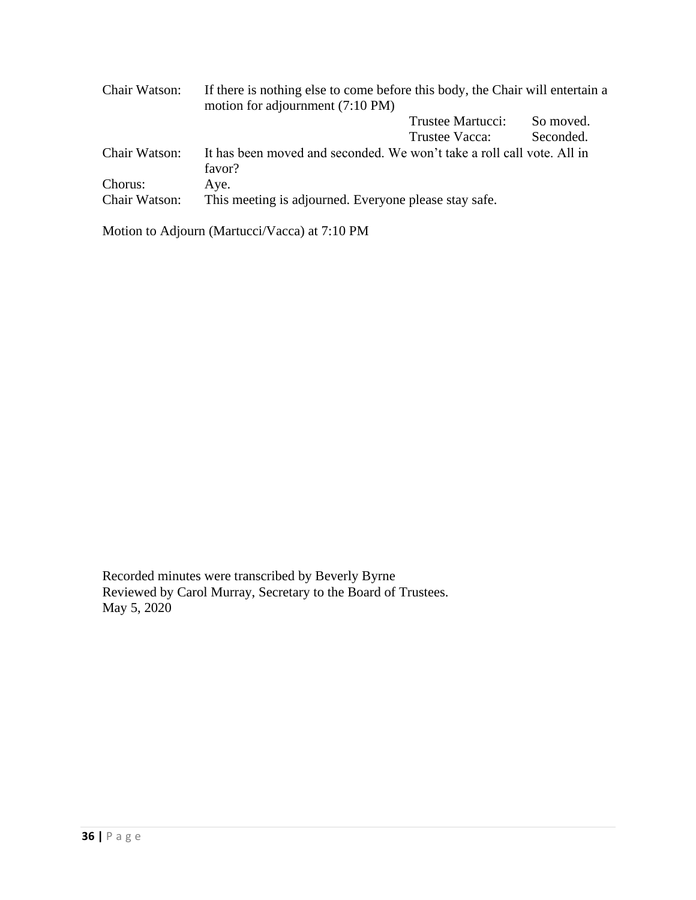| | | |
|---|---|---|
| Chair Watson: | If there is nothing else to come before this body, the Chair will entertain a motion for adjournment (7:10 PM) | |
| | Trustee Martucci: | So moved. |
| | Trustee Vacca: | Seconded. |
| Chair Watson: | It has been moved and seconded. We won't take a roll call vote. All in favor? | |
| Chorus: | Aye. | |
| Chair Watson: | This meeting is adjourned. Everyone please stay safe. | |

Motion to Adjourn (Martucci/Vacca) at 7:10 PM

Recorded minutes were transcribed by Beverly Byrne
Reviewed by Carol Murray, Secretary to the Board of Trustees.
May 5, 2020